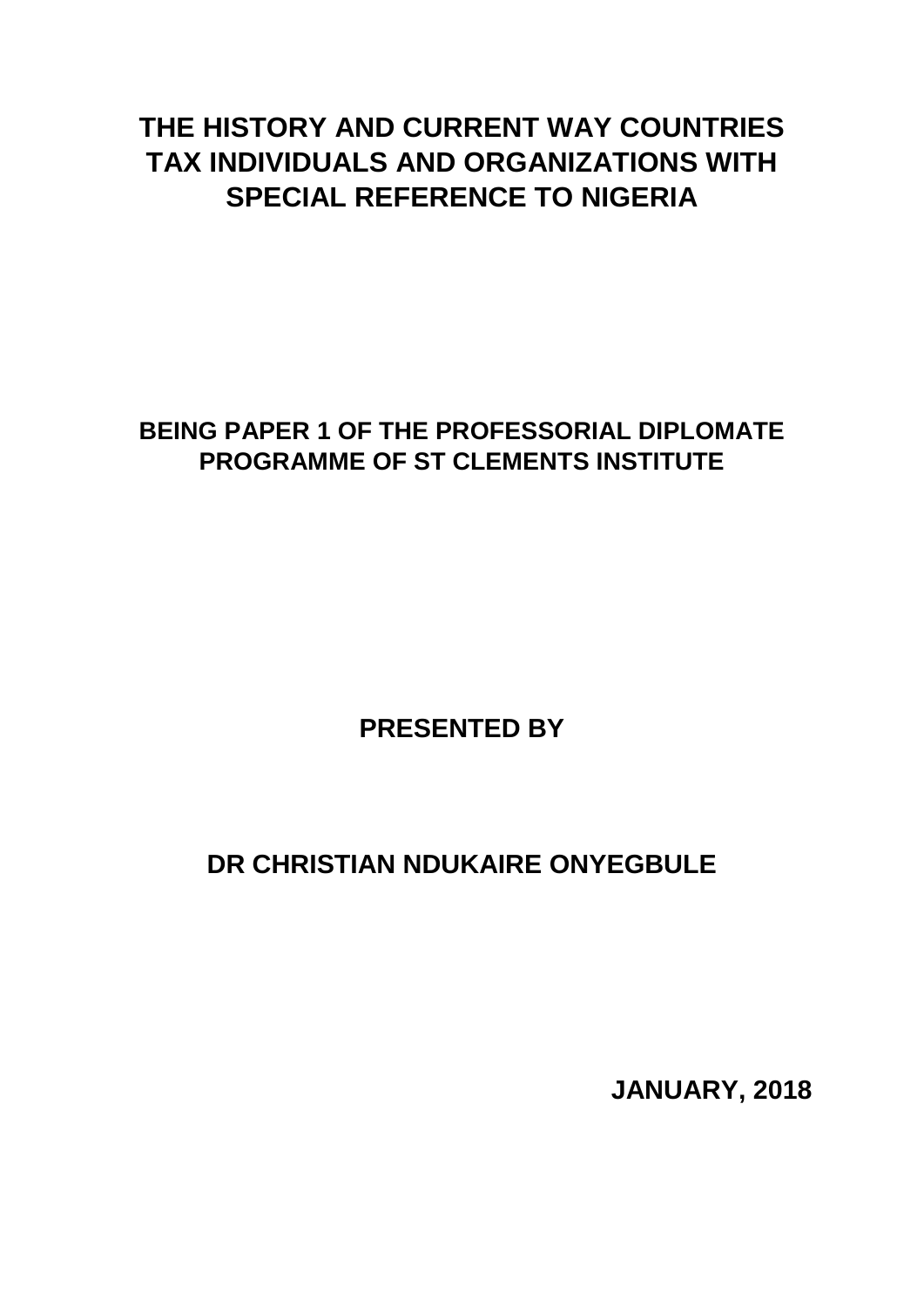# THE HISTORY AND CURRENT WAY COUNTRIES TAX INDIVIDUALS AND ORGANIZATIONS WITH SPECIAL REFERENCE TO NIGERIA

**BEING PAPER 1 OF THE PROFESSORIAL DIPLOMATE PROGRAMME OF ST CLEMENTS INSTITUTE**

**PRESENTED BY**

**DR CHRISTIAN NDUKAIRE ONYEGBULE**

**JANUARY, 2018**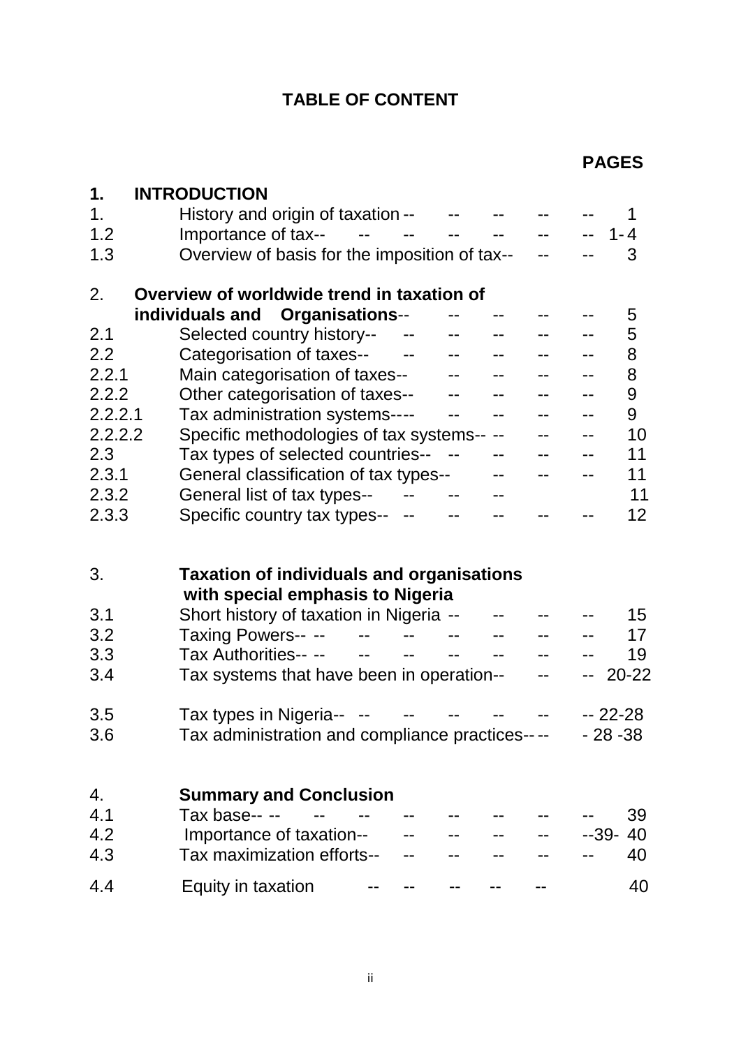# TABLE OF CONTENT

| | | PAGES |
|---|---|---|
| **1.** | **INTRODUCTION** | |
| 1. | History and origin of taxation | 1 |
| 1.2 | Importance of tax | 1- 4 |
| 1.3 | Overview of basis for the imposition of tax | 3 |
| 2. | **Overview of worldwide trend in taxation of individuals and Organisations** | 5 |
| 2.1 | Selected country history | 5 |
| 2.2 | Categorisation of taxes | 8 |
| 2.2.1 | Main categorisation of taxes | 8 |
| 2.2.2 | Other categorisation of taxes | 9 |
| 2.2.2.1 | Tax administration systems | 9 |
| 2.2.2.2 | Specific methodologies of tax systems | 10 |
| 2.3 | Tax types of selected countries | 11 |
| 2.3.1 | General classification of tax types | 11 |
| 2.3.2 | General list of tax types | 11 |
| 2.3.3 | Specific country tax types | 12 |
| 3. | **Taxation of individuals and organisations with special emphasis to Nigeria** | |
| 3.1 | Short history of taxation in Nigeria | 15 |
| 3.2 | Taxing Powers | 17 |
| 3.3 | Tax Authorities | 19 |
| 3.4 | Tax systems that have been in operation | 20-22 |
| 3.5 | Tax types in Nigeria | 22-28 |
| 3.6 | Tax administration and compliance practices | 28 -38 |
| 4. | **Summary and Conclusion** | |
| 4.1 | Tax base | 39 |
| 4.2 | Importance of taxation | 39- 40 |
| 4.3 | Tax maximization efforts | 40 |
| 4.4 | Equity in taxation | 40 |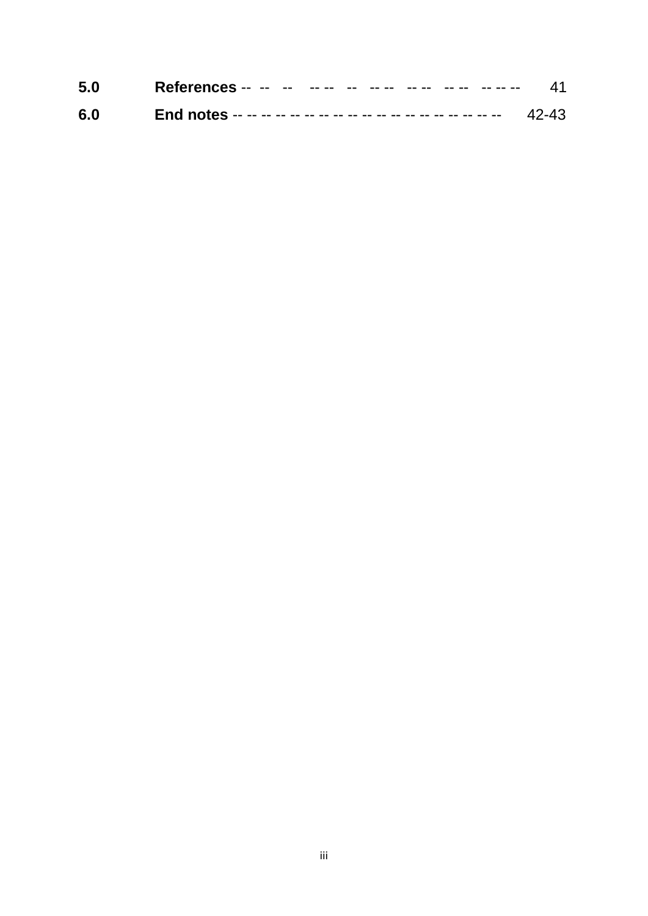**5.0** **References** -- -- -- -- -- -- -- -- -- -- -- -- -- -- -- -- 41

**6.0** **End notes** -- -- -- -- -- -- -- -- -- -- -- -- -- -- -- -- -- -- -- -- -- -- 42-43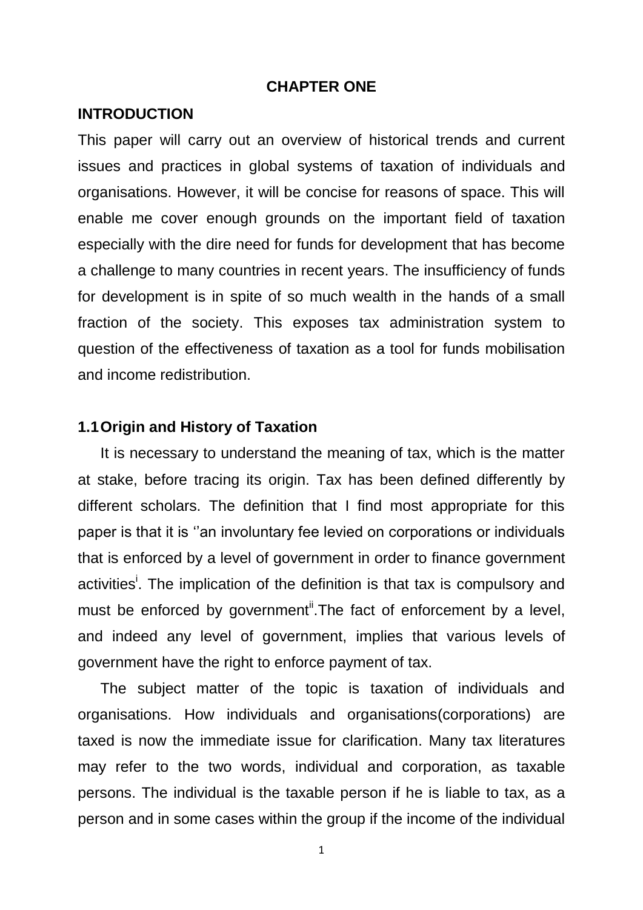# CHAPTER ONE

## INTRODUCTION

This paper will carry out an overview of historical trends and current issues and practices in global systems of taxation of individuals and organisations. However, it will be concise for reasons of space. This will enable me cover enough grounds on the important field of taxation especially with the dire need for funds for development that has become a challenge to many countries in recent years. The insufficiency of funds for development is in spite of so much wealth in the hands of a small fraction of the society. This exposes tax administration system to question of the effectiveness of taxation as a tool for funds mobilisation and income redistribution.

### 1.1 Origin and History of Taxation

It is necessary to understand the meaning of tax, which is the matter at stake, before tracing its origin. Tax has been defined differently by different scholars. The definition that I find most appropriate for this paper is that it is ''an involuntary fee levied on corporations or individuals that is enforced by a level of government in order to finance government activities[i]. The implication of the definition is that tax is compulsory and must be enforced by government[ii].The fact of enforcement by a level, and indeed any level of government, implies that various levels of government have the right to enforce payment of tax.

The subject matter of the topic is taxation of individuals and organisations. How individuals and organisations(corporations) are taxed is now the immediate issue for clarification. Many tax literatures may refer to the two words, individual and corporation, as taxable persons. The individual is the taxable person if he is liable to tax, as a person and in some cases within the group if the income of the individual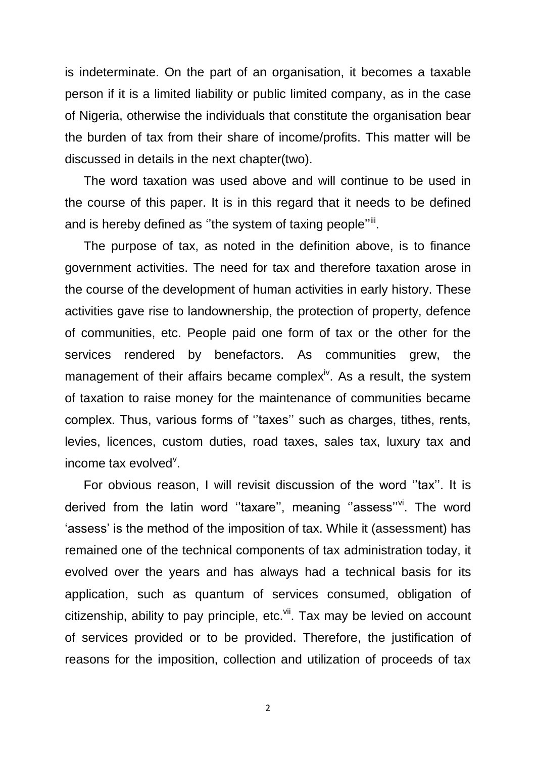is indeterminate. On the part of an organisation, it becomes a taxable person if it is a limited liability or public limited company, as in the case of Nigeria, otherwise the individuals that constitute the organisation bear the burden of tax from their share of income/profits. This matter will be discussed in details in the next chapter(two).

The word taxation was used above and will continue to be used in the course of this paper. It is in this regard that it needs to be defined and is hereby defined as ''the system of taxing people''[iii].

The purpose of tax, as noted in the definition above, is to finance government activities. The need for tax and therefore taxation arose in the course of the development of human activities in early history. These activities gave rise to landownership, the protection of property, defence of communities, etc. People paid one form of tax or the other for the services rendered by benefactors. As communities grew, the management of their affairs became complex[iv]. As a result, the system of taxation to raise money for the maintenance of communities became complex. Thus, various forms of ''taxes'' such as charges, tithes, rents, levies, licences, custom duties, road taxes, sales tax, luxury tax and income tax evolved[v].

For obvious reason, I will revisit discussion of the word ''tax''. It is derived from the latin word ''taxare'', meaning ''assess''[vi]. The word 'assess' is the method of the imposition of tax. While it (assessment) has remained one of the technical components of tax administration today, it evolved over the years and has always had a technical basis for its application, such as quantum of services consumed, obligation of citizenship, ability to pay principle, etc.[vii]. Tax may be levied on account of services provided or to be provided. Therefore, the justification of reasons for the imposition, collection and utilization of proceeds of tax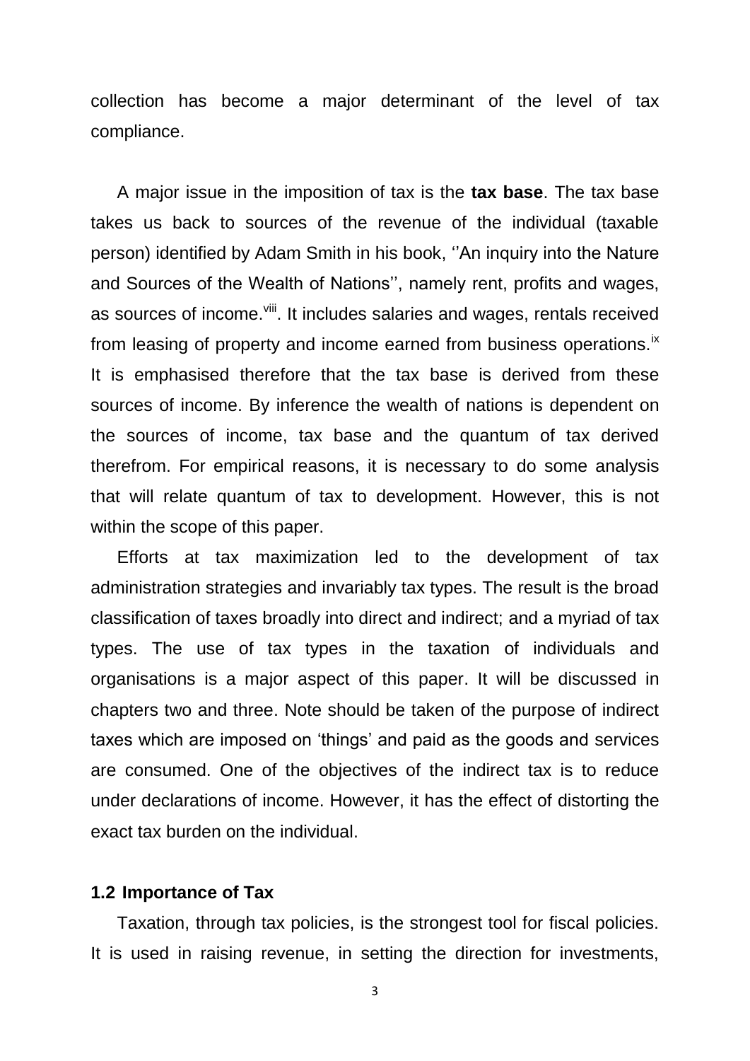collection has become a major determinant of the level of tax compliance.

A major issue in the imposition of tax is the **tax base**. The tax base takes us back to sources of the revenue of the individual (taxable person) identified by Adam Smith in his book, ''An inquiry into the Nature and Sources of the Wealth of Nations'', namely rent, profits and wages, as sources of income.[viii]. It includes salaries and wages, rentals received from leasing of property and income earned from business operations.[ix] It is emphasised therefore that the tax base is derived from these sources of income. By inference the wealth of nations is dependent on the sources of income, tax base and the quantum of tax derived therefrom. For empirical reasons, it is necessary to do some analysis that will relate quantum of tax to development. However, this is not within the scope of this paper.

Efforts at tax maximization led to the development of tax administration strategies and invariably tax types. The result is the broad classification of taxes broadly into direct and indirect; and a myriad of tax types. The use of tax types in the taxation of individuals and organisations is a major aspect of this paper. It will be discussed in chapters two and three. Note should be taken of the purpose of indirect taxes which are imposed on 'things' and paid as the goods and services are consumed. One of the objectives of the indirect tax is to reduce under declarations of income. However, it has the effect of distorting the exact tax burden on the individual.

### 1.2 Importance of Tax

Taxation, through tax policies, is the strongest tool for fiscal policies. It is used in raising revenue, in setting the direction for investments,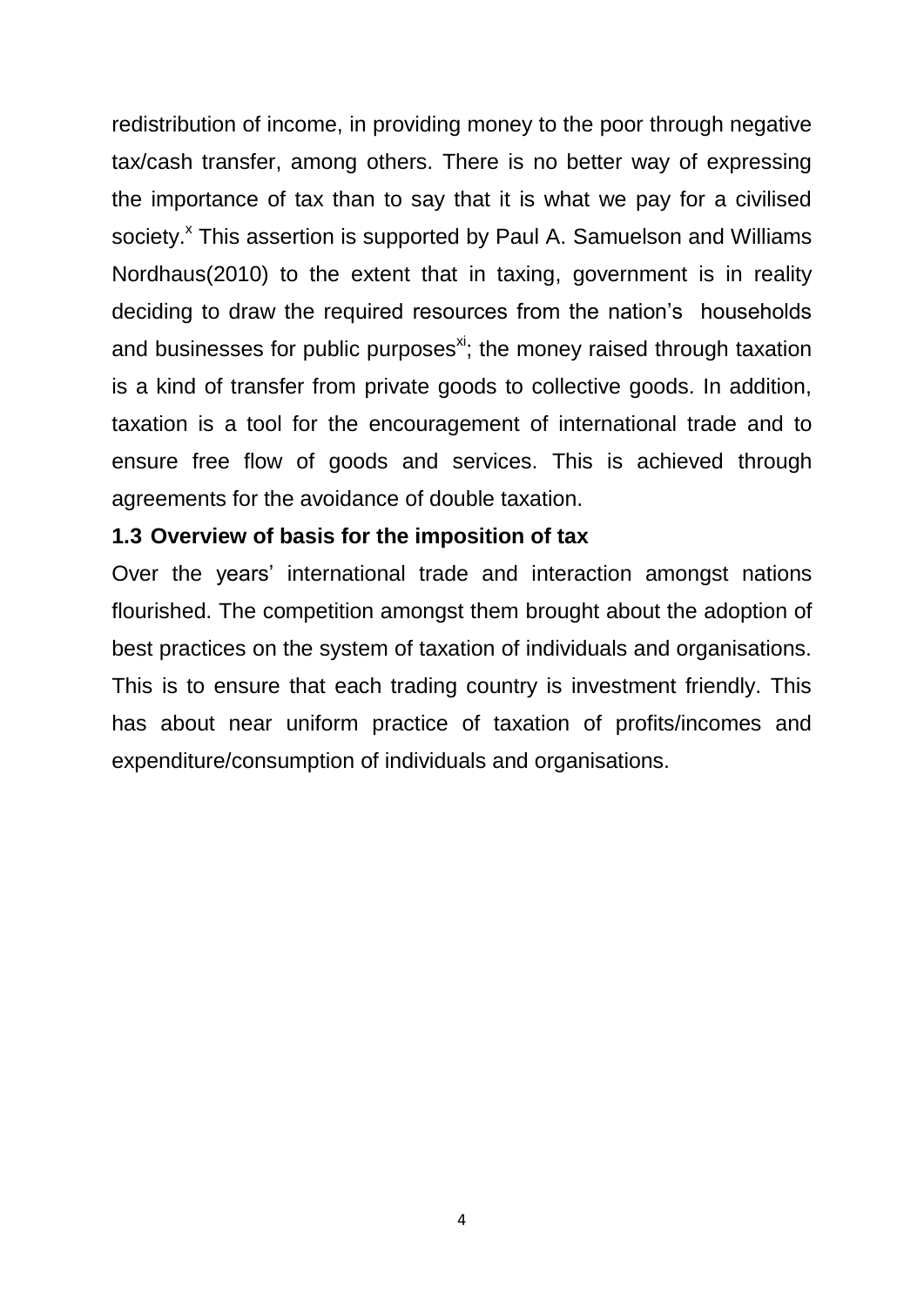redistribution of income, in providing money to the poor through negative tax/cash transfer, among others. There is no better way of expressing the importance of tax than to say that it is what we pay for a civilised society.[x] This assertion is supported by Paul A. Samuelson and Williams Nordhaus(2010) to the extent that in taxing, government is in reality deciding to draw the required resources from the nation's households and businesses for public purposes[xi]; the money raised through taxation is a kind of transfer from private goods to collective goods. In addition, taxation is a tool for the encouragement of international trade and to ensure free flow of goods and services. This is achieved through agreements for the avoidance of double taxation.

### 1.3 Overview of basis for the imposition of tax

Over the years' international trade and interaction amongst nations flourished. The competition amongst them brought about the adoption of best practices on the system of taxation of individuals and organisations. This is to ensure that each trading country is investment friendly. This has about near uniform practice of taxation of profits/incomes and expenditure/consumption of individuals and organisations.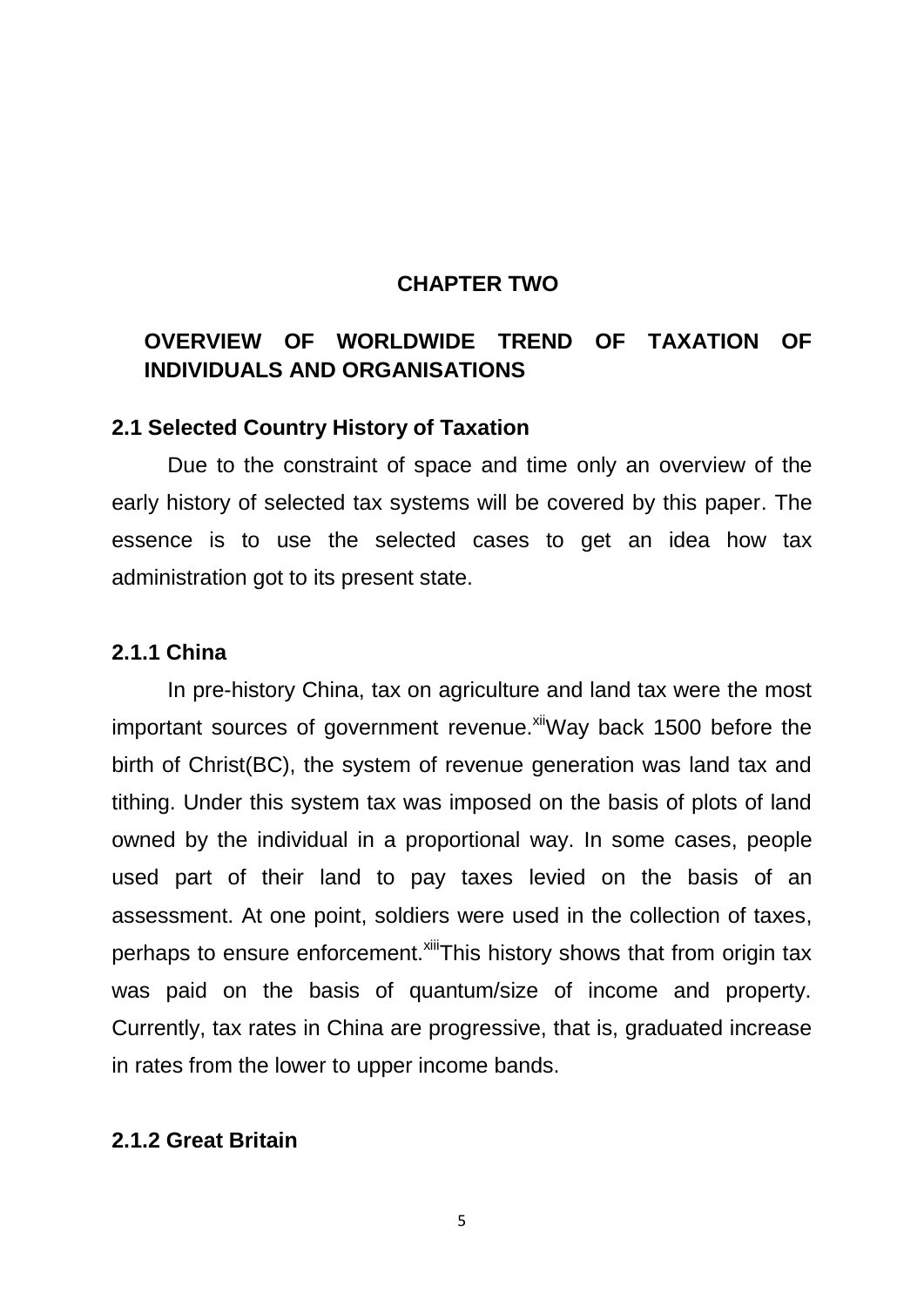# CHAPTER TWO

## OVERVIEW OF WORLDWIDE TREND OF TAXATION OF INDIVIDUALS AND ORGANISATIONS

### 2.1 Selected Country History of Taxation

Due to the constraint of space and time only an overview of the early history of selected tax systems will be covered by this paper. The essence is to use the selected cases to get an idea how tax administration got to its present state.

#### 2.1.1 China

In pre-history China, tax on agriculture and land tax were the most important sources of government revenue.[xii]Way back 1500 before the birth of Christ(BC), the system of revenue generation was land tax and tithing. Under this system tax was imposed on the basis of plots of land owned by the individual in a proportional way. In some cases, people used part of their land to pay taxes levied on the basis of an assessment. At one point, soldiers were used in the collection of taxes, perhaps to ensure enforcement.[xiii]This history shows that from origin tax was paid on the basis of quantum/size of income and property. Currently, tax rates in China are progressive, that is, graduated increase in rates from the lower to upper income bands.

#### 2.1.2 Great Britain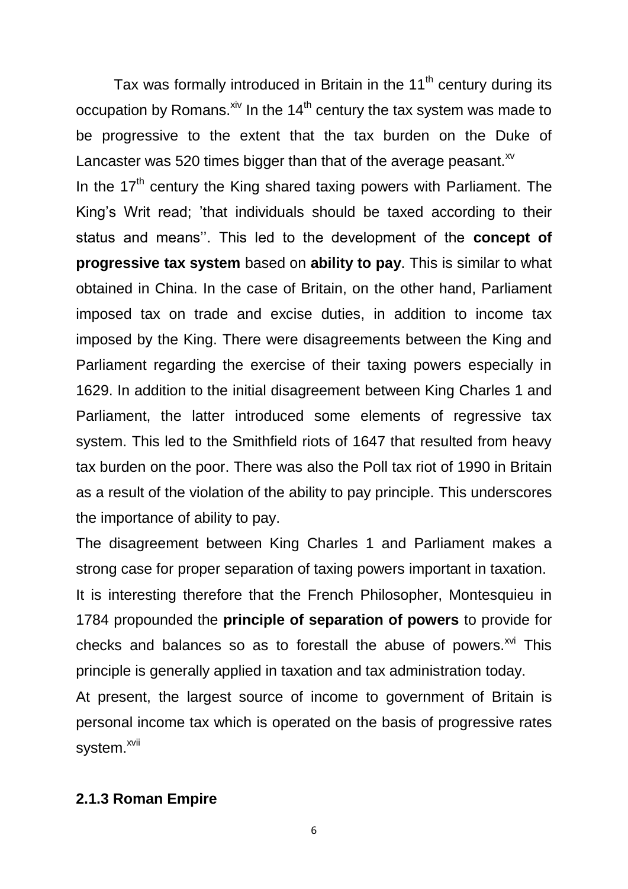Tax was formally introduced in Britain in the 11th century during its occupation by Romans.[xiv] In the 14th century the tax system was made to be progressive to the extent that the tax burden on the Duke of Lancaster was 520 times bigger than that of the average peasant.[xv]

In the 17th century the King shared taxing powers with Parliament. The King's Writ read; 'that individuals should be taxed according to their status and means''. This led to the development of the **concept of progressive tax system** based on **ability to pay**. This is similar to what obtained in China. In the case of Britain, on the other hand, Parliament imposed tax on trade and excise duties, in addition to income tax imposed by the King. There were disagreements between the King and Parliament regarding the exercise of their taxing powers especially in 1629. In addition to the initial disagreement between King Charles 1 and Parliament, the latter introduced some elements of regressive tax system. This led to the Smithfield riots of 1647 that resulted from heavy tax burden on the poor. There was also the Poll tax riot of 1990 in Britain as a result of the violation of the ability to pay principle. This underscores the importance of ability to pay.

The disagreement between King Charles 1 and Parliament makes a strong case for proper separation of taxing powers important in taxation.

It is interesting therefore that the French Philosopher, Montesquieu in 1784 propounded the **principle of separation of powers** to provide for checks and balances so as to forestall the abuse of powers.[xvi] This principle is generally applied in taxation and tax administration today.

At present, the largest source of income to government of Britain is personal income tax which is operated on the basis of progressive rates system.[xvii]

### 2.1.3 Roman Empire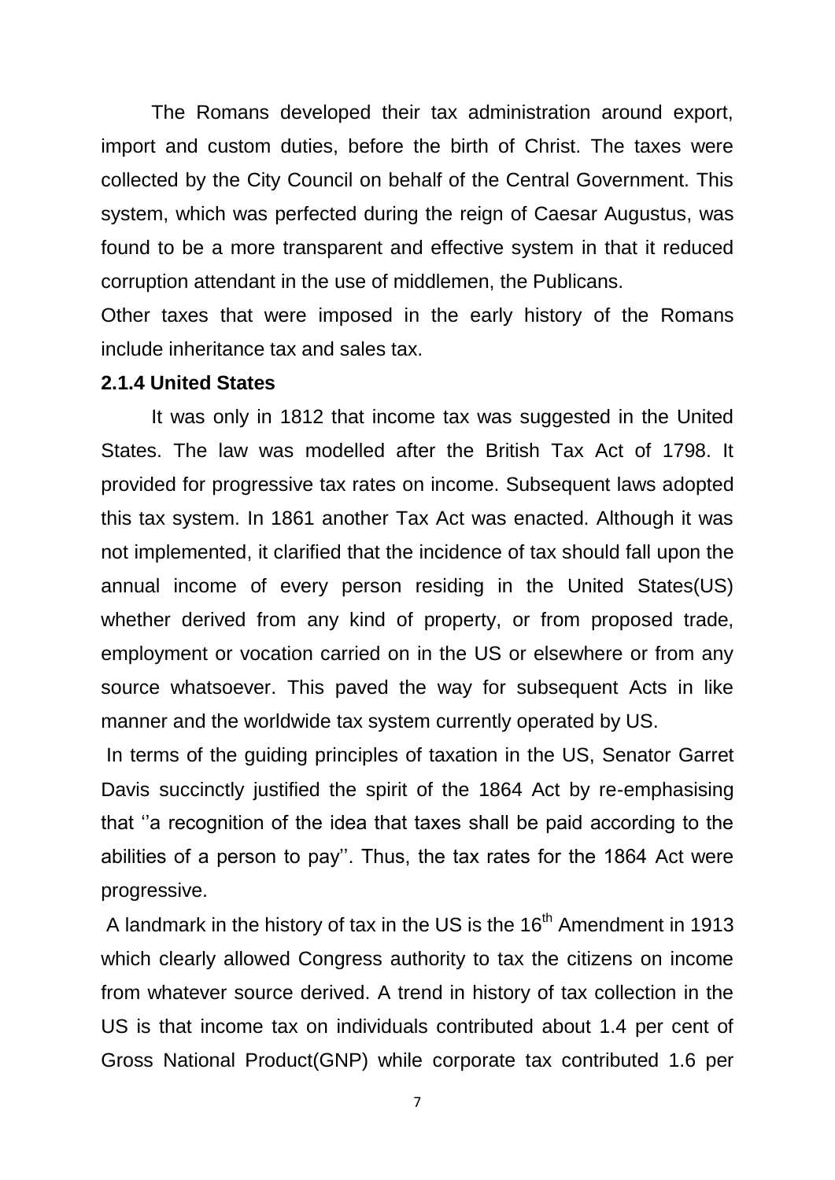The Romans developed their tax administration around export, import and custom duties, before the birth of Christ. The taxes were collected by the City Council on behalf of the Central Government. This system, which was perfected during the reign of Caesar Augustus, was found to be a more transparent and effective system in that it reduced corruption attendant in the use of middlemen, the Publicans.

Other taxes that were imposed in the early history of the Romans include inheritance tax and sales tax.

**2.1.4 United States**

It was only in 1812 that income tax was suggested in the United States. The law was modelled after the British Tax Act of 1798. It provided for progressive tax rates on income. Subsequent laws adopted this tax system. In 1861 another Tax Act was enacted. Although it was not implemented, it clarified that the incidence of tax should fall upon the annual income of every person residing in the United States(US) whether derived from any kind of property, or from proposed trade, employment or vocation carried on in the US or elsewhere or from any source whatsoever. This paved the way for subsequent Acts in like manner and the worldwide tax system currently operated by US.

In terms of the guiding principles of taxation in the US, Senator Garret Davis succinctly justified the spirit of the 1864 Act by re-emphasising that ''a recognition of the idea that taxes shall be paid according to the abilities of a person to pay''. Thus, the tax rates for the 1864 Act were progressive.

A landmark in the history of tax in the US is the 16th Amendment in 1913 which clearly allowed Congress authority to tax the citizens on income from whatever source derived. A trend in history of tax collection in the US is that income tax on individuals contributed about 1.4 per cent of Gross National Product(GNP) while corporate tax contributed 1.6 per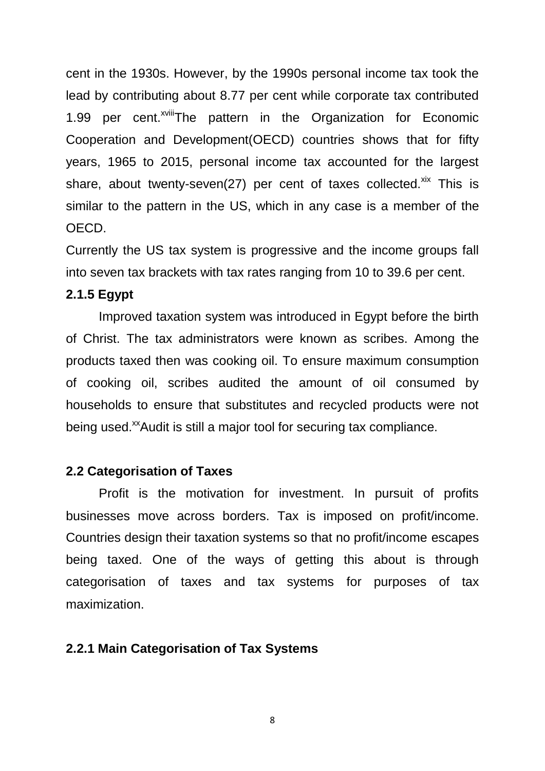cent in the 1930s. However, by the 1990s personal income tax took the lead by contributing about 8.77 per cent while corporate tax contributed 1.99 per cent.[xviii]The pattern in the Organization for Economic Cooperation and Development(OECD) countries shows that for fifty years, 1965 to 2015, personal income tax accounted for the largest share, about twenty-seven(27) per cent of taxes collected.[xix] This is similar to the pattern in the US, which in any case is a member of the OECD.

Currently the US tax system is progressive and the income groups fall into seven tax brackets with tax rates ranging from 10 to 39.6 per cent.

### 2.1.5 Egypt

Improved taxation system was introduced in Egypt before the birth of Christ. The tax administrators were known as scribes. Among the products taxed then was cooking oil. To ensure maximum consumption of cooking oil, scribes audited the amount of oil consumed by households to ensure that substitutes and recycled products were not being used.[xx]Audit is still a major tool for securing tax compliance.

## 2.2 Categorisation of Taxes

Profit is the motivation for investment. In pursuit of profits businesses move across borders. Tax is imposed on profit/income. Countries design their taxation systems so that no profit/income escapes being taxed. One of the ways of getting this about is through categorisation of taxes and tax systems for purposes of tax maximization.

### 2.2.1 Main Categorisation of Tax Systems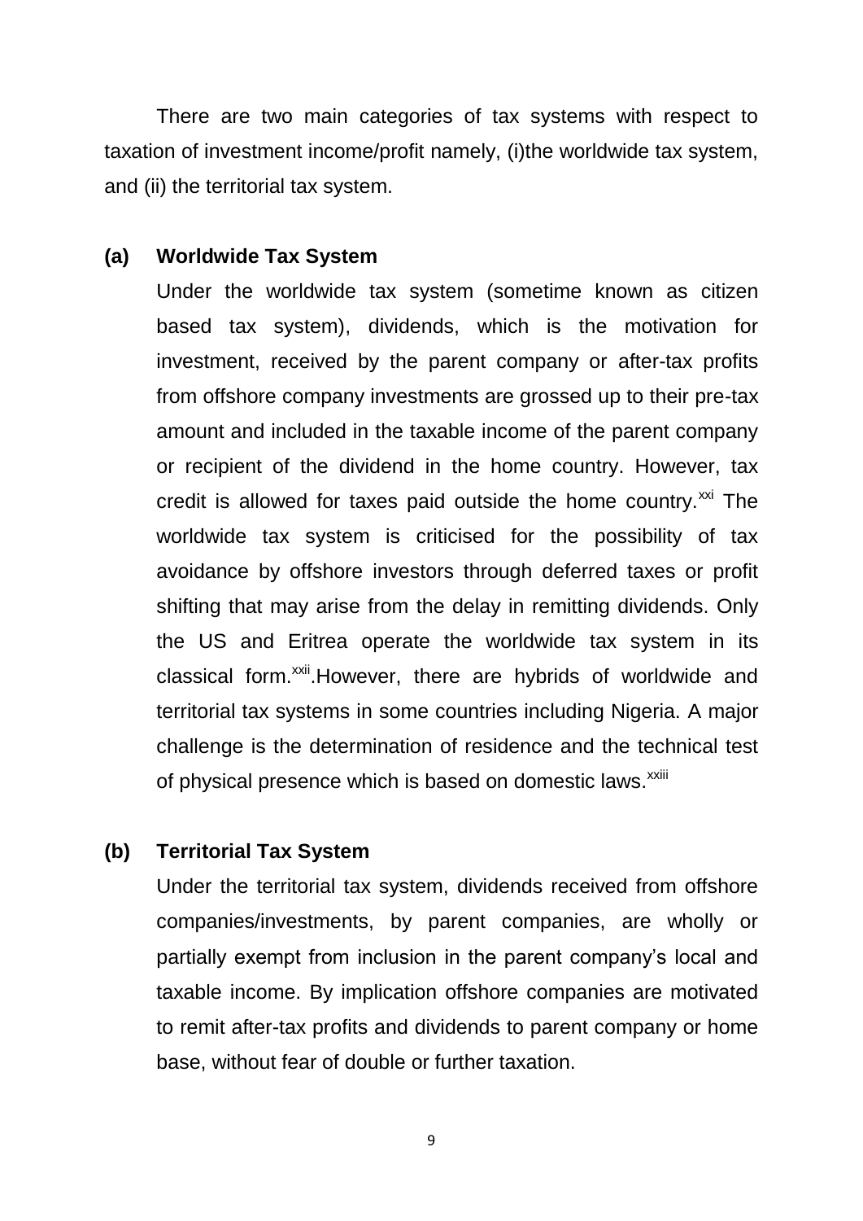There are two main categories of tax systems with respect to taxation of investment income/profit namely, (i)the worldwide tax system, and (ii) the territorial tax system.

**(a) Worldwide Tax System**

Under the worldwide tax system (sometime known as citizen based tax system), dividends, which is the motivation for investment, received by the parent company or after-tax profits from offshore company investments are grossed up to their pre-tax amount and included in the taxable income of the parent company or recipient of the dividend in the home country. However, tax credit is allowed for taxes paid outside the home country.[xxi] The worldwide tax system is criticised for the possibility of tax avoidance by offshore investors through deferred taxes or profit shifting that may arise from the delay in remitting dividends. Only the US and Eritrea operate the worldwide tax system in its classical form.[xxii].However, there are hybrids of worldwide and territorial tax systems in some countries including Nigeria. A major challenge is the determination of residence and the technical test of physical presence which is based on domestic laws.[xxiii]

**(b) Territorial Tax System**

Under the territorial tax system, dividends received from offshore companies/investments, by parent companies, are wholly or partially exempt from inclusion in the parent company's local and taxable income. By implication offshore companies are motivated to remit after-tax profits and dividends to parent company or home base, without fear of double or further taxation.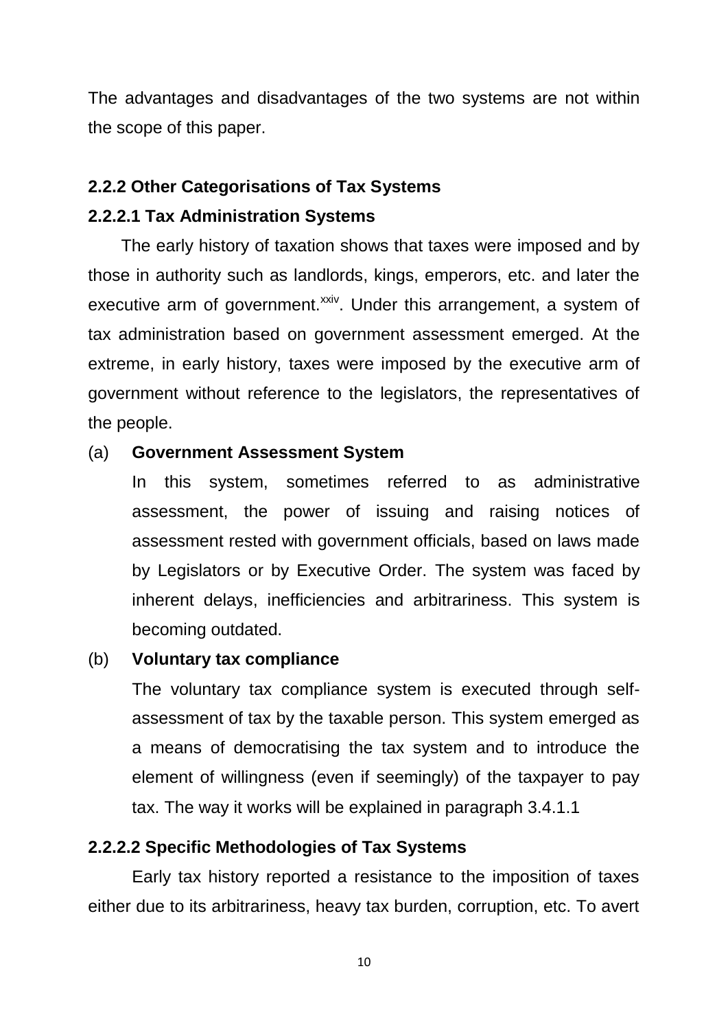The advantages and disadvantages of the two systems are not within the scope of this paper.

### 2.2.2 Other Categorisations of Tax Systems

#### 2.2.2.1 Tax Administration Systems

The early history of taxation shows that taxes were imposed and by those in authority such as landlords, kings, emperors, etc. and later the executive arm of government.[xxiv]. Under this arrangement, a system of tax administration based on government assessment emerged. At the extreme, in early history, taxes were imposed by the executive arm of government without reference to the legislators, the representatives of the people.

(a) **Government Assessment System**

In this system, sometimes referred to as administrative assessment, the power of issuing and raising notices of assessment rested with government officials, based on laws made by Legislators or by Executive Order. The system was faced by inherent delays, inefficiencies and arbitrariness. This system is becoming outdated.

(b) **Voluntary tax compliance**

The voluntary tax compliance system is executed through self-assessment of tax by the taxable person. This system emerged as a means of democratising the tax system and to introduce the element of willingness (even if seemingly) of the taxpayer to pay tax. The way it works will be explained in paragraph 3.4.1.1

#### 2.2.2.2 Specific Methodologies of Tax Systems

Early tax history reported a resistance to the imposition of taxes either due to its arbitrariness, heavy tax burden, corruption, etc. To avert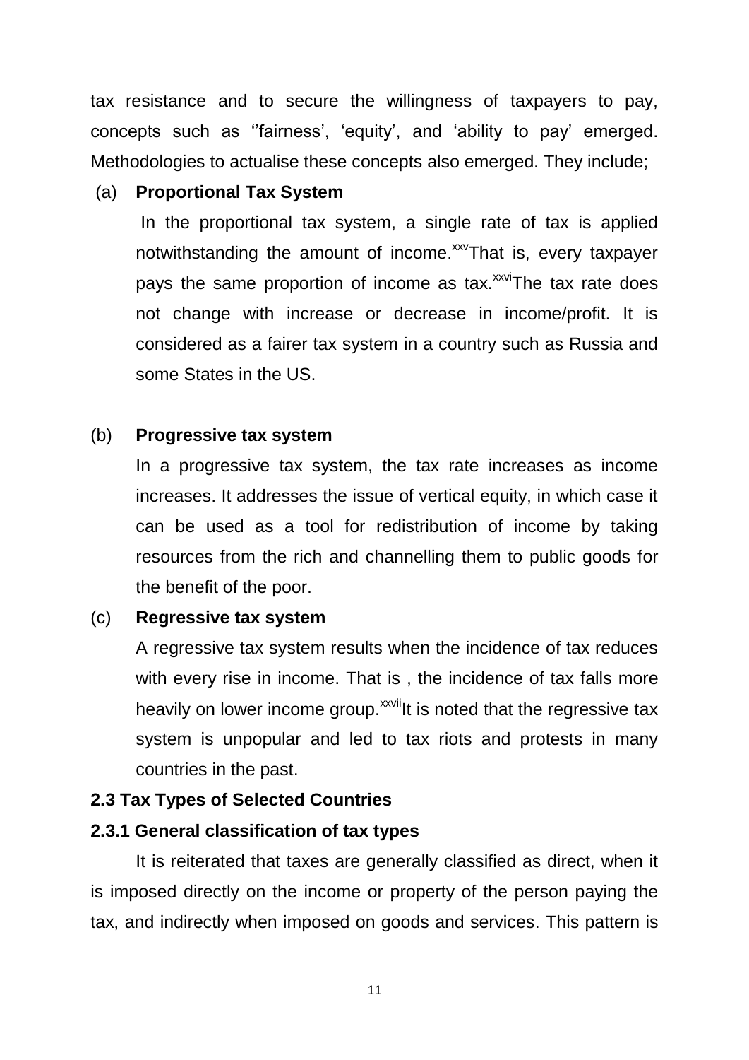tax resistance and to secure the willingness of taxpayers to pay, concepts such as ''fairness', 'equity', and 'ability to pay' emerged. Methodologies to actualise these concepts also emerged. They include;

(a) **Proportional Tax System**

In the proportional tax system, a single rate of tax is applied notwithstanding the amount of income.[xxv] That is, every taxpayer pays the same proportion of income as tax.[xxvi] The tax rate does not change with increase or decrease in income/profit. It is considered as a fairer tax system in a country such as Russia and some States in the US.

(b) **Progressive tax system**

In a progressive tax system, the tax rate increases as income increases. It addresses the issue of vertical equity, in which case it can be used as a tool for redistribution of income by taking resources from the rich and channelling them to public goods for the benefit of the poor.

(c) **Regressive tax system**

A regressive tax system results when the incidence of tax reduces with every rise in income. That is , the incidence of tax falls more heavily on lower income group.[xxvii] It is noted that the regressive tax system is unpopular and led to tax riots and protests in many countries in the past.

### 2.3 Tax Types of Selected Countries

#### 2.3.1 General classification of tax types

It is reiterated that taxes are generally classified as direct, when it is imposed directly on the income or property of the person paying the tax, and indirectly when imposed on goods and services. This pattern is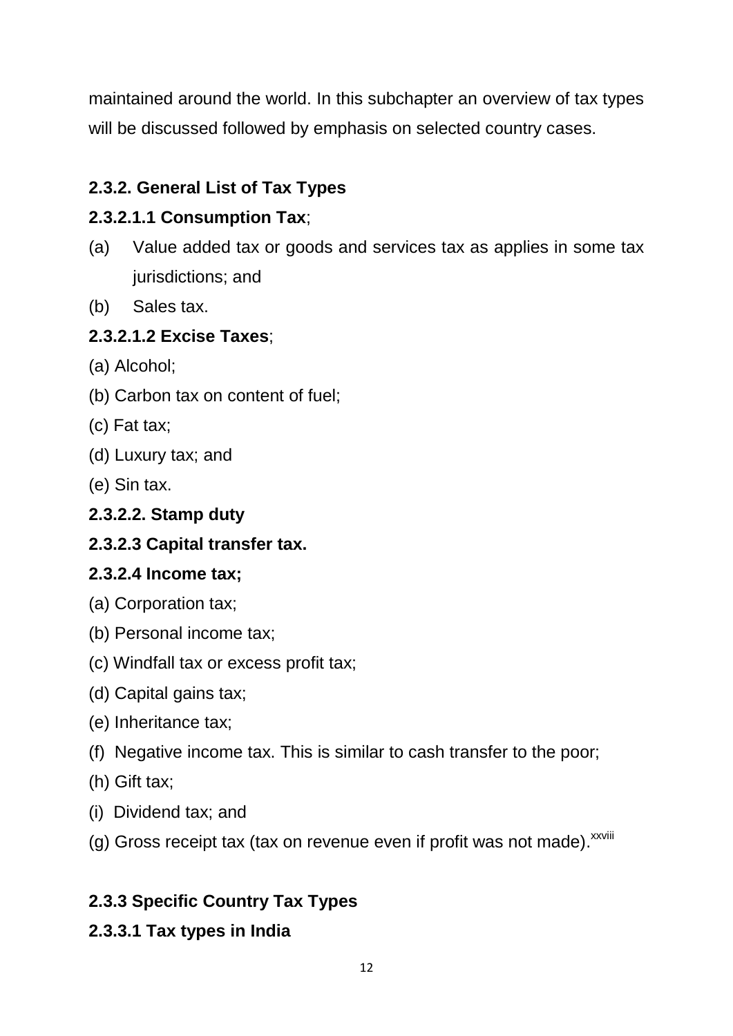maintained around the world. In this subchapter an overview of tax types will be discussed followed by emphasis on selected country cases.

### 2.3.2. General List of Tax Types

#### 2.3.2.1.1 Consumption Tax;

(a) Value added tax or goods and services tax as applies in some tax jurisdictions; and

(b) Sales tax.

#### 2.3.2.1.2 Excise Taxes;

(a) Alcohol;

(b) Carbon tax on content of fuel;

(c) Fat tax;

(d) Luxury tax; and

(e) Sin tax.

#### 2.3.2.2. Stamp duty

#### 2.3.2.3 Capital transfer tax.

#### 2.3.2.4 Income tax;

(a) Corporation tax;

(b) Personal income tax;

(c) Windfall tax or excess profit tax;

(d) Capital gains tax;

(e) Inheritance tax;

(f) Negative income tax. This is similar to cash transfer to the poor;

(h) Gift tax;

(i) Dividend tax; and

(g) Gross receipt tax (tax on revenue even if profit was not made).[xxviii]

### 2.3.3 Specific Country Tax Types

#### 2.3.3.1 Tax types in India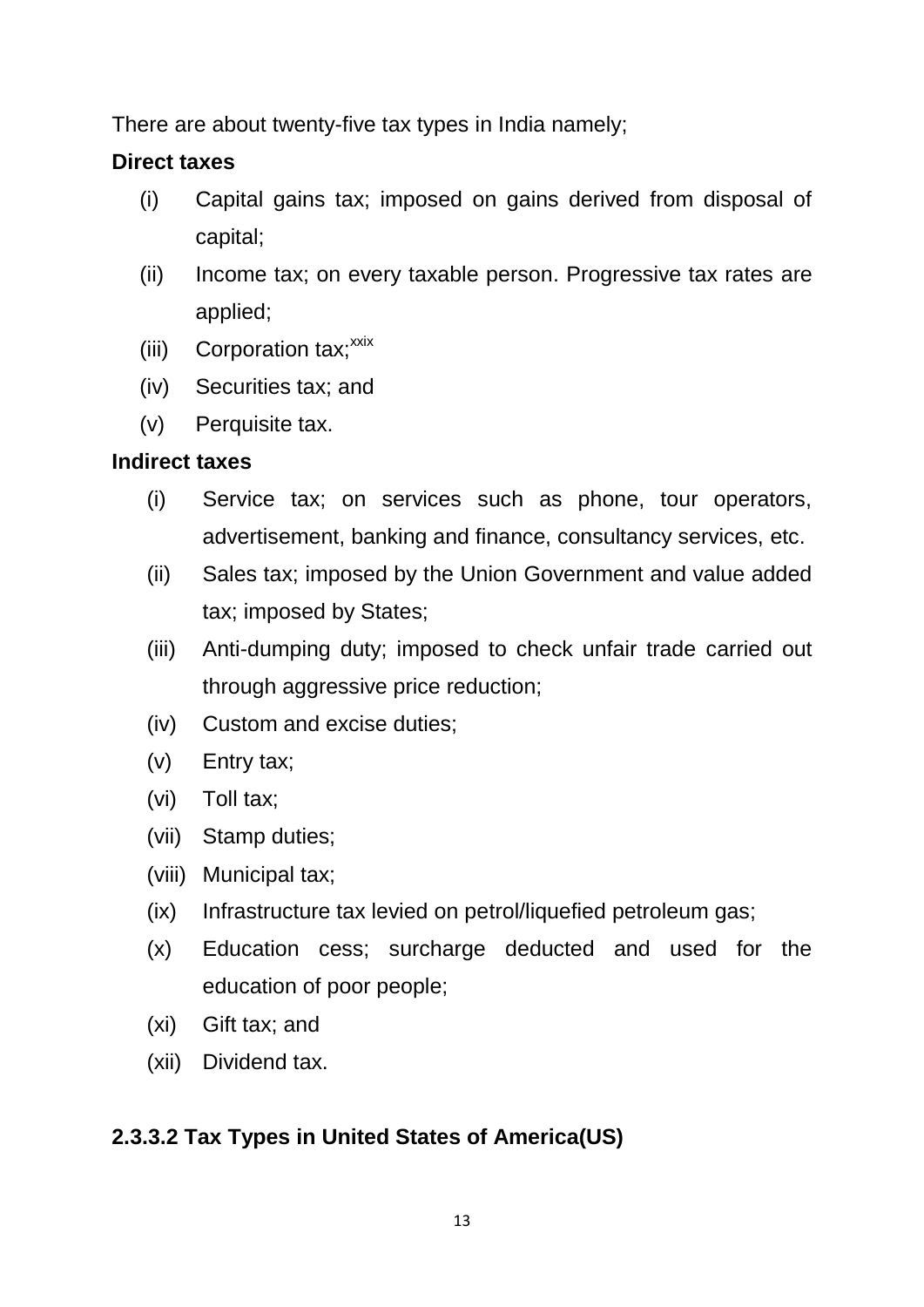There are about twenty-five tax types in India namely;

**Direct taxes**

- (i) Capital gains tax; imposed on gains derived from disposal of capital;
- (ii) Income tax; on every taxable person. Progressive tax rates are applied;
- (iii) Corporation tax;[xxix]
- (iv) Securities tax; and
- (v) Perquisite tax.

**Indirect taxes**

- (i) Service tax; on services such as phone, tour operators, advertisement, banking and finance, consultancy services, etc.
- (ii) Sales tax; imposed by the Union Government and value added tax; imposed by States;
- (iii) Anti-dumping duty; imposed to check unfair trade carried out through aggressive price reduction;
- (iv) Custom and excise duties;
- (v) Entry tax;
- (vi) Toll tax;
- (vii) Stamp duties;
- (viii) Municipal tax;
- (ix) Infrastructure tax levied on petrol/liquefied petroleum gas;
- (x) Education cess; surcharge deducted and used for the education of poor people;
- (xi) Gift tax; and
- (xii) Dividend tax.

### 2.3.3.2 Tax Types in United States of America(US)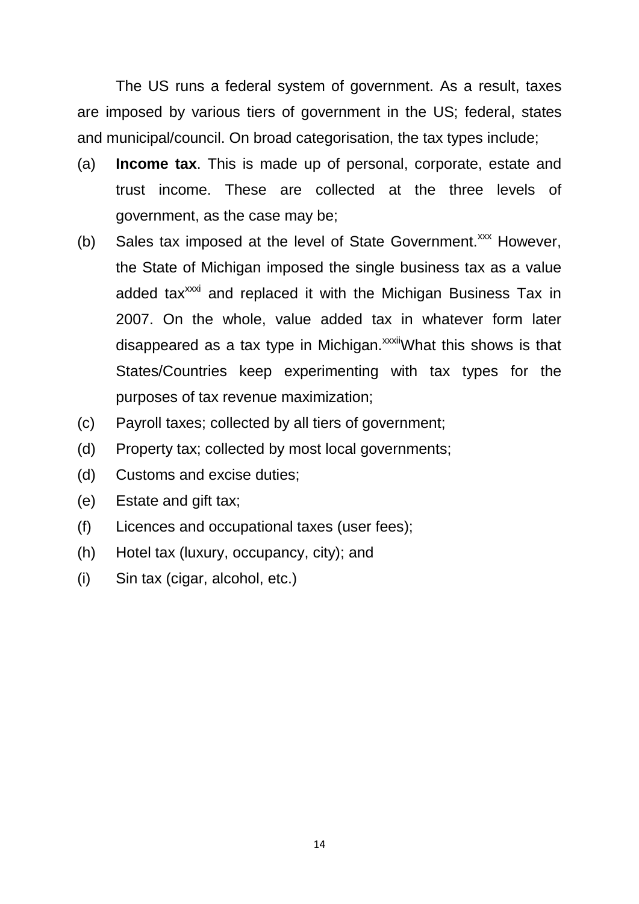The US runs a federal system of government. As a result, taxes are imposed by various tiers of government in the US; federal, states and municipal/council. On broad categorisation, the tax types include;

(a) **Income tax**. This is made up of personal, corporate, estate and trust income. These are collected at the three levels of government, as the case may be;

(b) Sales tax imposed at the level of State Government.[xxx] However, the State of Michigan imposed the single business tax as a value added tax[xxxi] and replaced it with the Michigan Business Tax in 2007. On the whole, value added tax in whatever form later disappeared as a tax type in Michigan.[xxxii]What this shows is that States/Countries keep experimenting with tax types for the purposes of tax revenue maximization;

(c) Payroll taxes; collected by all tiers of government;

(d) Property tax; collected by most local governments;

(d) Customs and excise duties;

(e) Estate and gift tax;

(f) Licences and occupational taxes (user fees);

(h) Hotel tax (luxury, occupancy, city); and

(i) Sin tax (cigar, alcohol, etc.)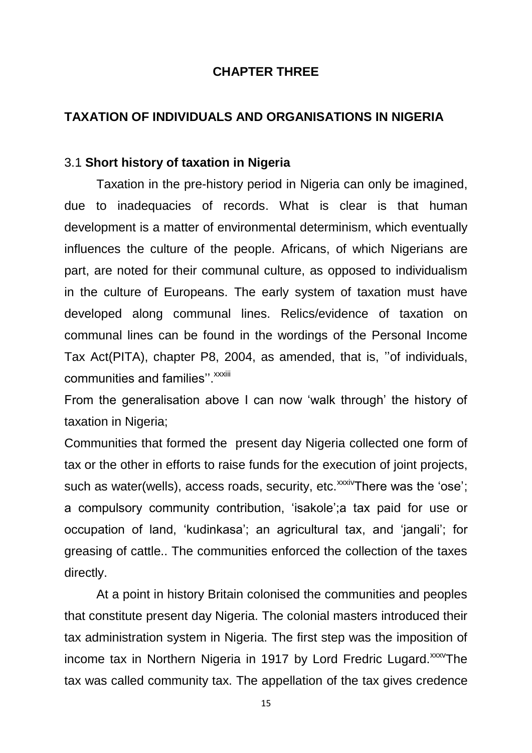# CHAPTER THREE

## TAXATION OF INDIVIDUALS AND ORGANISATIONS IN NIGERIA

### 3.1 **Short history of taxation in Nigeria**

Taxation in the pre-history period in Nigeria can only be imagined, due to inadequacies of records. What is clear is that human development is a matter of environmental determinism, which eventually influences the culture of the people. Africans, of which Nigerians are part, are noted for their communal culture, as opposed to individualism in the culture of Europeans. The early system of taxation must have developed along communal lines. Relics/evidence of taxation on communal lines can be found in the wordings of the Personal Income Tax Act(PITA), chapter P8, 2004, as amended, that is, ''of individuals, communities and families''.[xxxiii]

From the generalisation above I can now 'walk through' the history of taxation in Nigeria;

Communities that formed the present day Nigeria collected one form of tax or the other in efforts to raise funds for the execution of joint projects, such as water(wells), access roads, security, etc.[xxxiv]There was the 'ose'; a compulsory community contribution, 'isakole';a tax paid for use or occupation of land, 'kudinkasa'; an agricultural tax, and 'jangali'; for greasing of cattle.. The communities enforced the collection of the taxes directly.

At a point in history Britain colonised the communities and peoples that constitute present day Nigeria. The colonial masters introduced their tax administration system in Nigeria. The first step was the imposition of income tax in Northern Nigeria in 1917 by Lord Fredric Lugard.[xxxv]The tax was called community tax. The appellation of the tax gives credence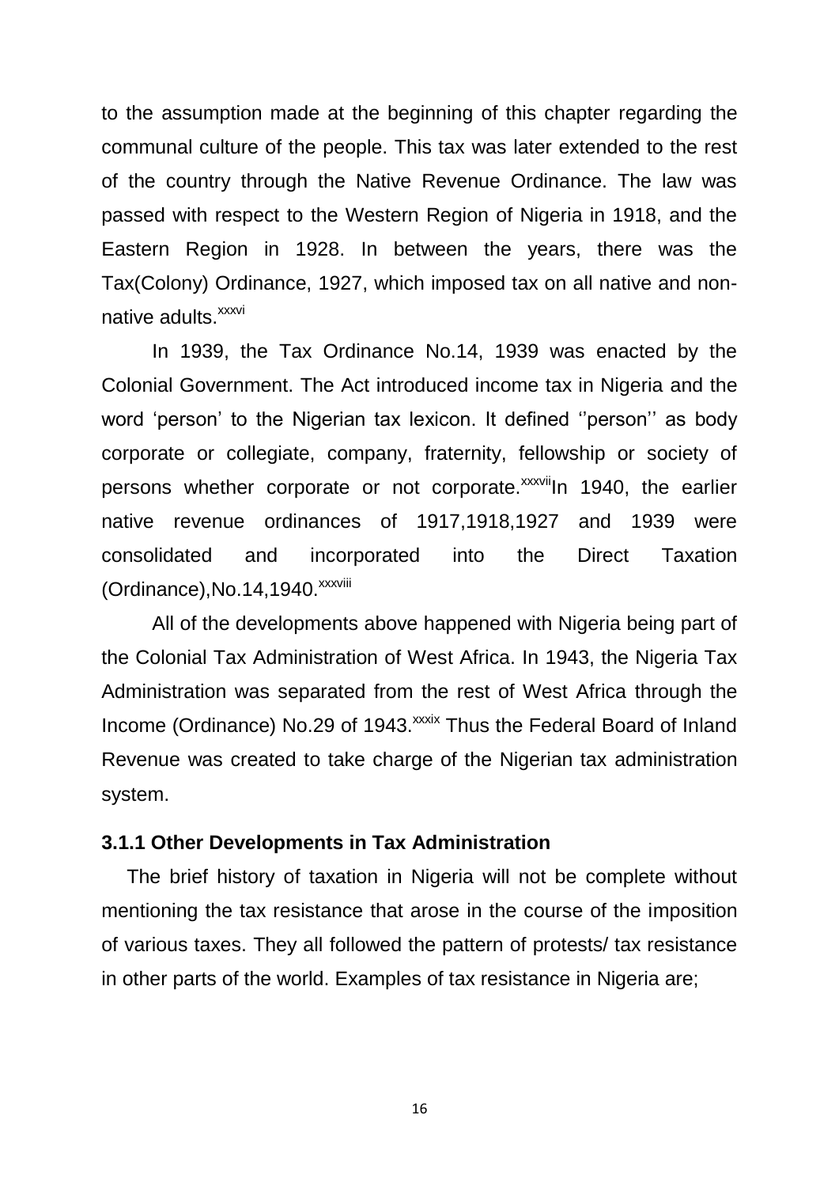to the assumption made at the beginning of this chapter regarding the communal culture of the people. This tax was later extended to the rest of the country through the Native Revenue Ordinance. The law was passed with respect to the Western Region of Nigeria in 1918, and the Eastern Region in 1928. In between the years, there was the Tax(Colony) Ordinance, 1927, which imposed tax on all native and non-native adults.[xxxvi]

In 1939, the Tax Ordinance No.14, 1939 was enacted by the Colonial Government. The Act introduced income tax in Nigeria and the word 'person' to the Nigerian tax lexicon. It defined ''person'' as body corporate or collegiate, company, fraternity, fellowship or society of persons whether corporate or not corporate.[xxxvii]In 1940, the earlier native revenue ordinances of 1917,1918,1927 and 1939 were consolidated and incorporated into the Direct Taxation (Ordinance),No.14,1940.[xxxviii]

All of the developments above happened with Nigeria being part of the Colonial Tax Administration of West Africa. In 1943, the Nigeria Tax Administration was separated from the rest of West Africa through the Income (Ordinance) No.29 of 1943.[xxxix] Thus the Federal Board of Inland Revenue was created to take charge of the Nigerian tax administration system.

### 3.1.1 Other Developments in Tax Administration

The brief history of taxation in Nigeria will not be complete without mentioning the tax resistance that arose in the course of the imposition of various taxes. They all followed the pattern of protests/ tax resistance in other parts of the world. Examples of tax resistance in Nigeria are;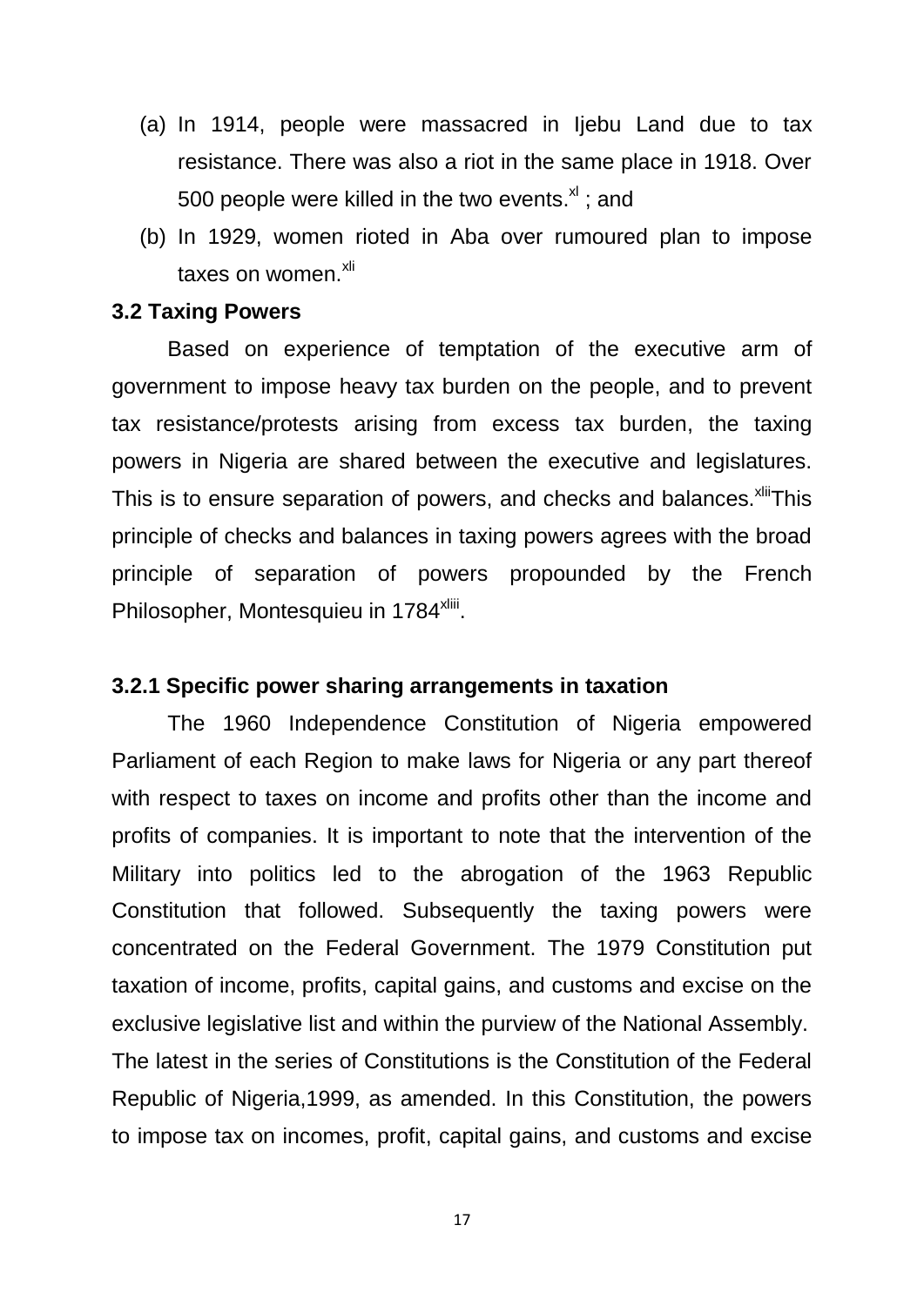(a) In 1914, people were massacred in Ijebu Land due to tax resistance. There was also a riot in the same place in 1918. Over 500 people were killed in the two events.[xl] ; and

(b) In 1929, women rioted in Aba over rumoured plan to impose taxes on women.[xli]

### 3.2 Taxing Powers

Based on experience of temptation of the executive arm of government to impose heavy tax burden on the people, and to prevent tax resistance/protests arising from excess tax burden, the taxing powers in Nigeria are shared between the executive and legislatures. This is to ensure separation of powers, and checks and balances.[xlii]This principle of checks and balances in taxing powers agrees with the broad principle of separation of powers propounded by the French Philosopher, Montesquieu in 1784[xliii].

#### 3.2.1 Specific power sharing arrangements in taxation

The 1960 Independence Constitution of Nigeria empowered Parliament of each Region to make laws for Nigeria or any part thereof with respect to taxes on income and profits other than the income and profits of companies. It is important to note that the intervention of the Military into politics led to the abrogation of the 1963 Republic Constitution that followed. Subsequently the taxing powers were concentrated on the Federal Government. The 1979 Constitution put taxation of income, profits, capital gains, and customs and excise on the exclusive legislative list and within the purview of the National Assembly. The latest in the series of Constitutions is the Constitution of the Federal Republic of Nigeria,1999, as amended. In this Constitution, the powers to impose tax on incomes, profit, capital gains, and customs and excise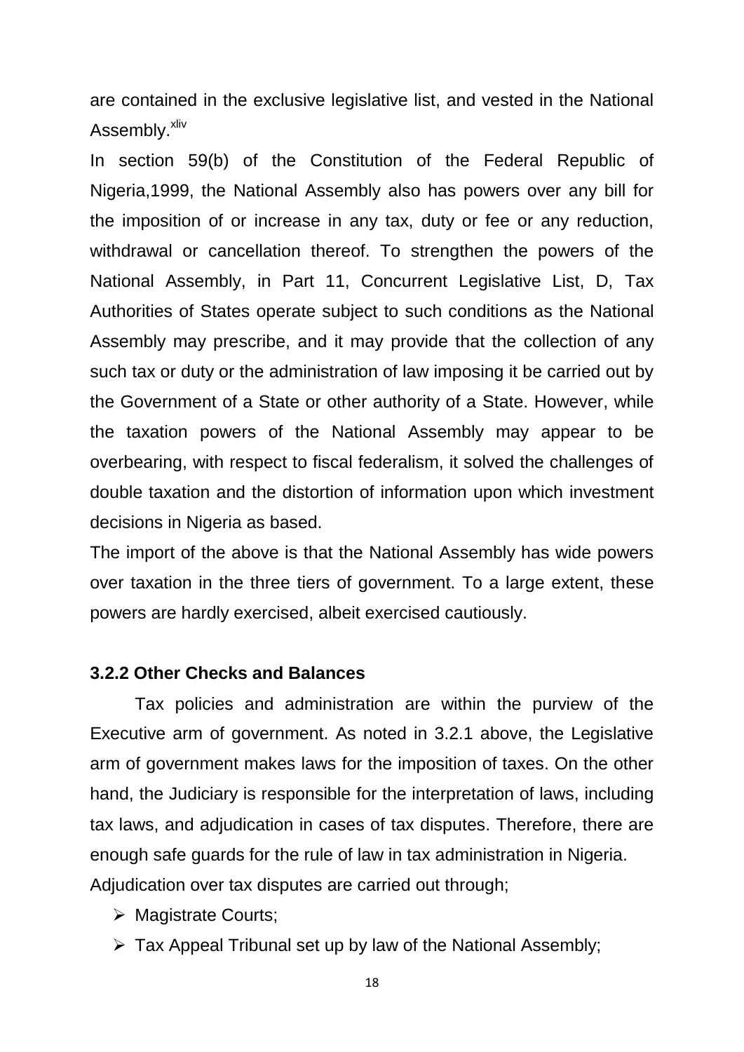are contained in the exclusive legislative list, and vested in the National Assembly.[xliv]

In section 59(b) of the Constitution of the Federal Republic of Nigeria,1999, the National Assembly also has powers over any bill for the imposition of or increase in any tax, duty or fee or any reduction, withdrawal or cancellation thereof. To strengthen the powers of the National Assembly, in Part 11, Concurrent Legislative List, D, Tax Authorities of States operate subject to such conditions as the National Assembly may prescribe, and it may provide that the collection of any such tax or duty or the administration of law imposing it be carried out by the Government of a State or other authority of a State. However, while the taxation powers of the National Assembly may appear to be overbearing, with respect to fiscal federalism, it solved the challenges of double taxation and the distortion of information upon which investment decisions in Nigeria as based.

The import of the above is that the National Assembly has wide powers over taxation in the three tiers of government. To a large extent, these powers are hardly exercised, albeit exercised cautiously.

### 3.2.2 Other Checks and Balances

Tax policies and administration are within the purview of the Executive arm of government. As noted in 3.2.1 above, the Legislative arm of government makes laws for the imposition of taxes. On the other hand, the Judiciary is responsible for the interpretation of laws, including tax laws, and adjudication in cases of tax disputes. Therefore, there are enough safe guards for the rule of law in tax administration in Nigeria.

Adjudication over tax disputes are carried out through;

- Magistrate Courts;
- Tax Appeal Tribunal set up by law of the National Assembly;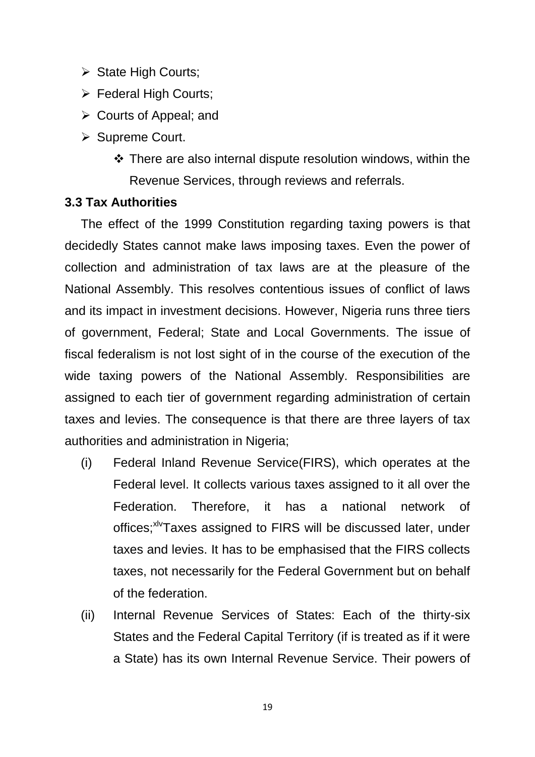- State High Courts;
- Federal High Courts;
- Courts of Appeal; and
- Supreme Court.
  - There are also internal dispute resolution windows, within the Revenue Services, through reviews and referrals.

**3.3 Tax Authorities**

The effect of the 1999 Constitution regarding taxing powers is that decidedly States cannot make laws imposing taxes. Even the power of collection and administration of tax laws are at the pleasure of the National Assembly. This resolves contentious issues of conflict of laws and its impact in investment decisions. However, Nigeria runs three tiers of government, Federal; State and Local Governments. The issue of fiscal federalism is not lost sight of in the course of the execution of the wide taxing powers of the National Assembly. Responsibilities are assigned to each tier of government regarding administration of certain taxes and levies. The consequence is that there are three layers of tax authorities and administration in Nigeria;

(i) Federal Inland Revenue Service(FIRS), which operates at the Federal level. It collects various taxes assigned to it all over the Federation. Therefore, it has a national network of offices;[xlv]Taxes assigned to FIRS will be discussed later, under taxes and levies. It has to be emphasised that the FIRS collects taxes, not necessarily for the Federal Government but on behalf of the federation.

(ii) Internal Revenue Services of States: Each of the thirty-six States and the Federal Capital Territory (if is treated as if it were a State) has its own Internal Revenue Service. Their powers of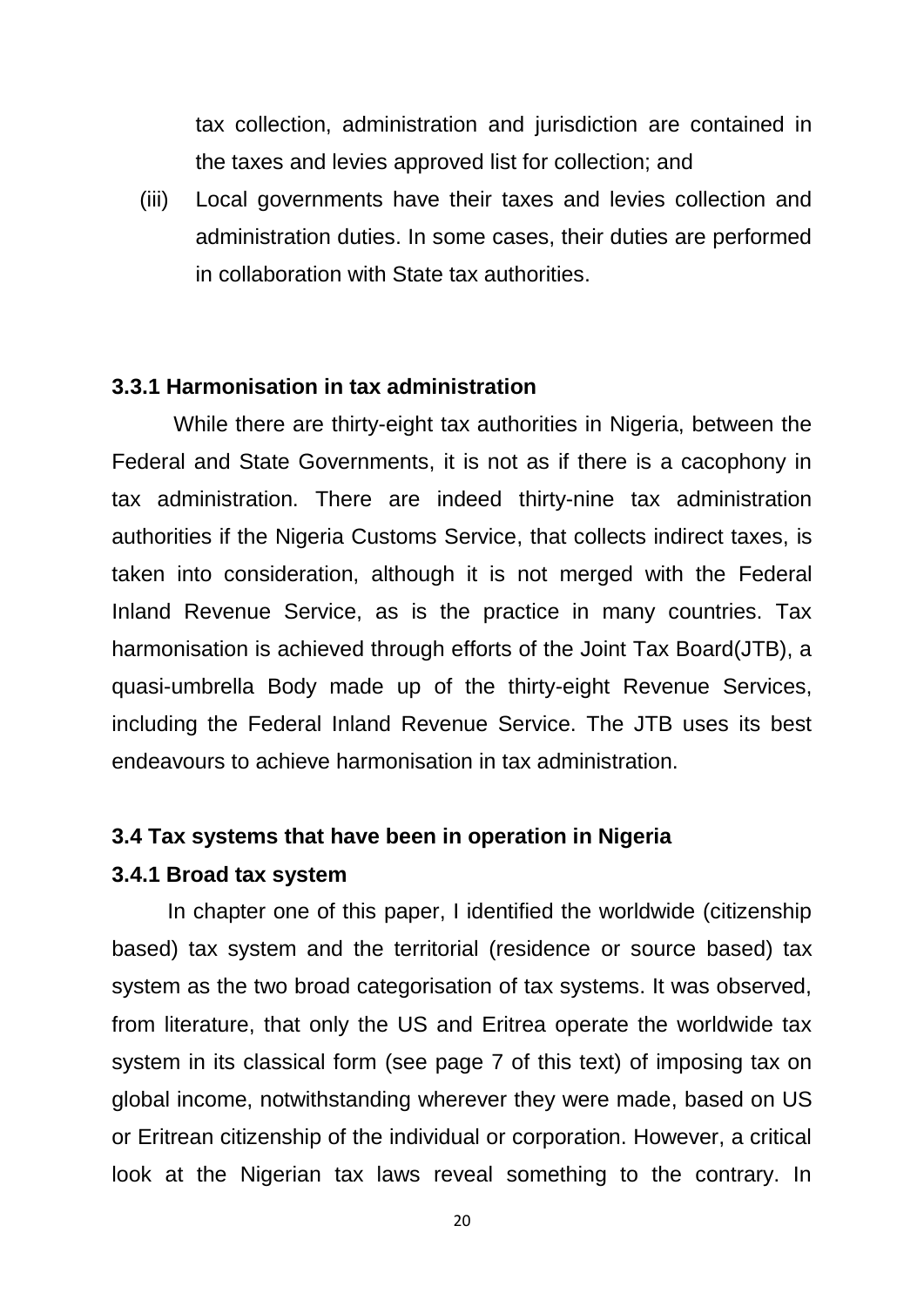tax collection, administration and jurisdiction are contained in the taxes and levies approved list for collection; and

(iii) Local governments have their taxes and levies collection and administration duties. In some cases, their duties are performed in collaboration with State tax authorities.

### 3.3.1 Harmonisation in tax administration

While there are thirty-eight tax authorities in Nigeria, between the Federal and State Governments, it is not as if there is a cacophony in tax administration. There are indeed thirty-nine tax administration authorities if the Nigeria Customs Service, that collects indirect taxes, is taken into consideration, although it is not merged with the Federal Inland Revenue Service, as is the practice in many countries. Tax harmonisation is achieved through efforts of the Joint Tax Board(JTB), a quasi-umbrella Body made up of the thirty-eight Revenue Services, including the Federal Inland Revenue Service. The JTB uses its best endeavours to achieve harmonisation in tax administration.

## 3.4 Tax systems that have been in operation in Nigeria

### 3.4.1 Broad tax system

In chapter one of this paper, I identified the worldwide (citizenship based) tax system and the territorial (residence or source based) tax system as the two broad categorisation of tax systems. It was observed, from literature, that only the US and Eritrea operate the worldwide tax system in its classical form (see page 7 of this text) of imposing tax on global income, notwithstanding wherever they were made, based on US or Eritrean citizenship of the individual or corporation. However, a critical look at the Nigerian tax laws reveal something to the contrary. In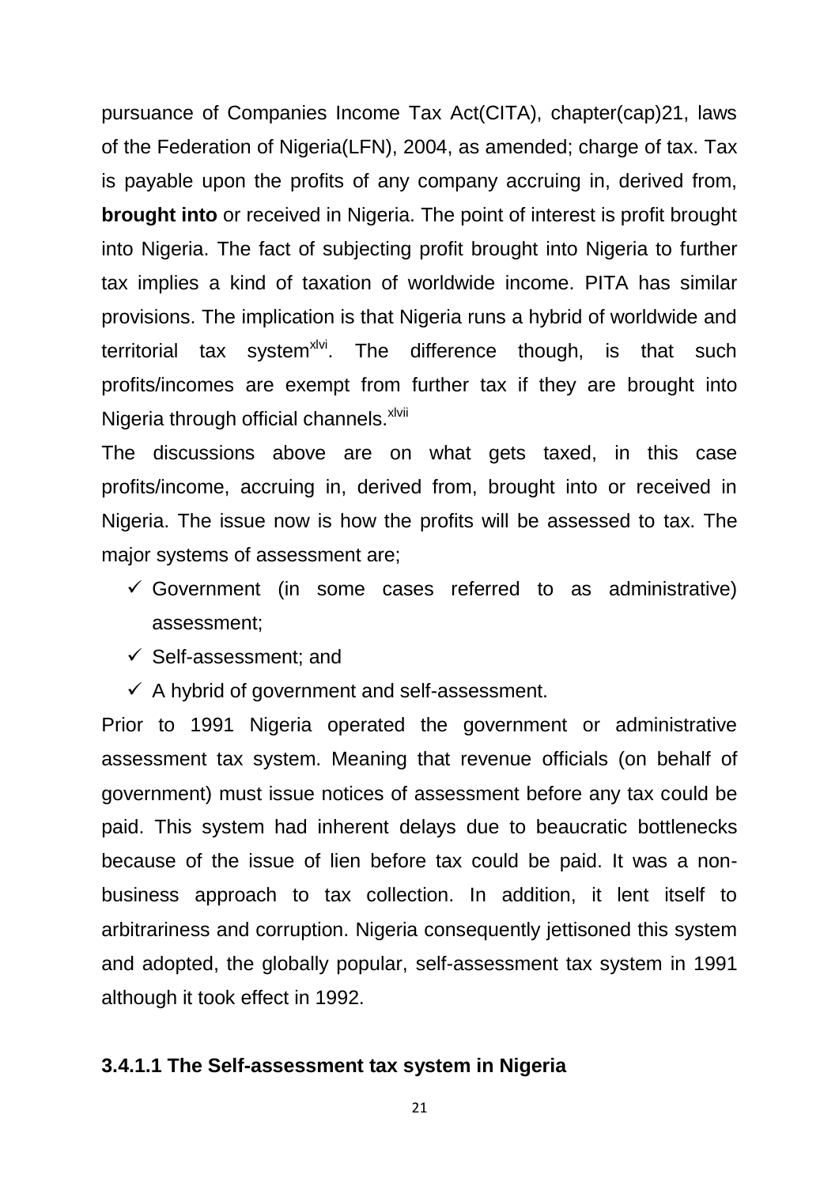pursuance of Companies Income Tax Act(CITA), chapter(cap)21, laws of the Federation of Nigeria(LFN), 2004, as amended; charge of tax. Tax is payable upon the profits of any company accruing in, derived from, **brought into** or received in Nigeria. The point of interest is profit brought into Nigeria. The fact of subjecting profit brought into Nigeria to further tax implies a kind of taxation of worldwide income. PITA has similar provisions. The implication is that Nigeria runs a hybrid of worldwide and territorial tax system[xlvi]. The difference though, is that such profits/incomes are exempt from further tax if they are brought into Nigeria through official channels.[xlvii]

The discussions above are on what gets taxed, in this case profits/income, accruing in, derived from, brought into or received in Nigeria. The issue now is how the profits will be assessed to tax. The major systems of assessment are;

- ✓ Government (in some cases referred to as administrative) assessment;
- ✓ Self-assessment; and
- ✓ A hybrid of government and self-assessment.

Prior to 1991 Nigeria operated the government or administrative assessment tax system. Meaning that revenue officials (on behalf of government) must issue notices of assessment before any tax could be paid. This system had inherent delays due to beaucratic bottlenecks because of the issue of lien before tax could be paid. It was a non-business approach to tax collection. In addition, it lent itself to arbitrariness and corruption. Nigeria consequently jettisoned this system and adopted, the globally popular, self-assessment tax system in 1991 although it took effect in 1992.

#### 3.4.1.1 The Self-assessment tax system in Nigeria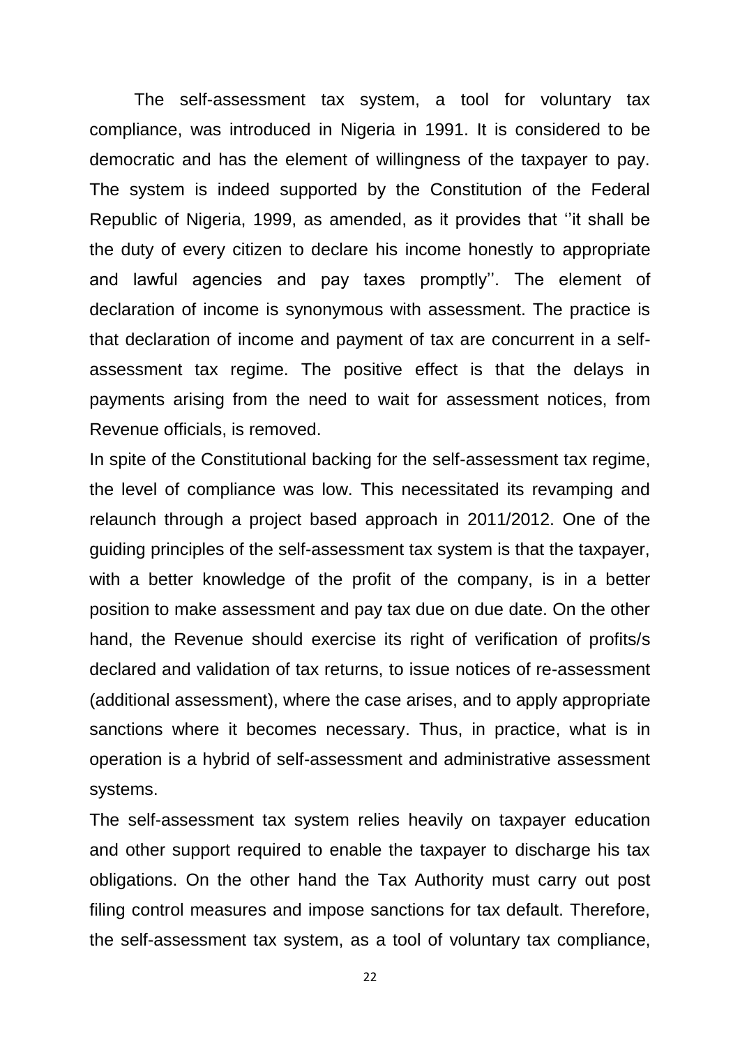The self-assessment tax system, a tool for voluntary tax compliance, was introduced in Nigeria in 1991. It is considered to be democratic and has the element of willingness of the taxpayer to pay. The system is indeed supported by the Constitution of the Federal Republic of Nigeria, 1999, as amended, as it provides that ''it shall be the duty of every citizen to declare his income honestly to appropriate and lawful agencies and pay taxes promptly''. The element of declaration of income is synonymous with assessment. The practice is that declaration of income and payment of tax are concurrent in a self-assessment tax regime. The positive effect is that the delays in payments arising from the need to wait for assessment notices, from Revenue officials, is removed.

In spite of the Constitutional backing for the self-assessment tax regime, the level of compliance was low. This necessitated its revamping and relaunch through a project based approach in 2011/2012. One of the guiding principles of the self-assessment tax system is that the taxpayer, with a better knowledge of the profit of the company, is in a better position to make assessment and pay tax due on due date. On the other hand, the Revenue should exercise its right of verification of profits/s declared and validation of tax returns, to issue notices of re-assessment (additional assessment), where the case arises, and to apply appropriate sanctions where it becomes necessary. Thus, in practice, what is in operation is a hybrid of self-assessment and administrative assessment systems.

The self-assessment tax system relies heavily on taxpayer education and other support required to enable the taxpayer to discharge his tax obligations. On the other hand the Tax Authority must carry out post filing control measures and impose sanctions for tax default. Therefore, the self-assessment tax system, as a tool of voluntary tax compliance,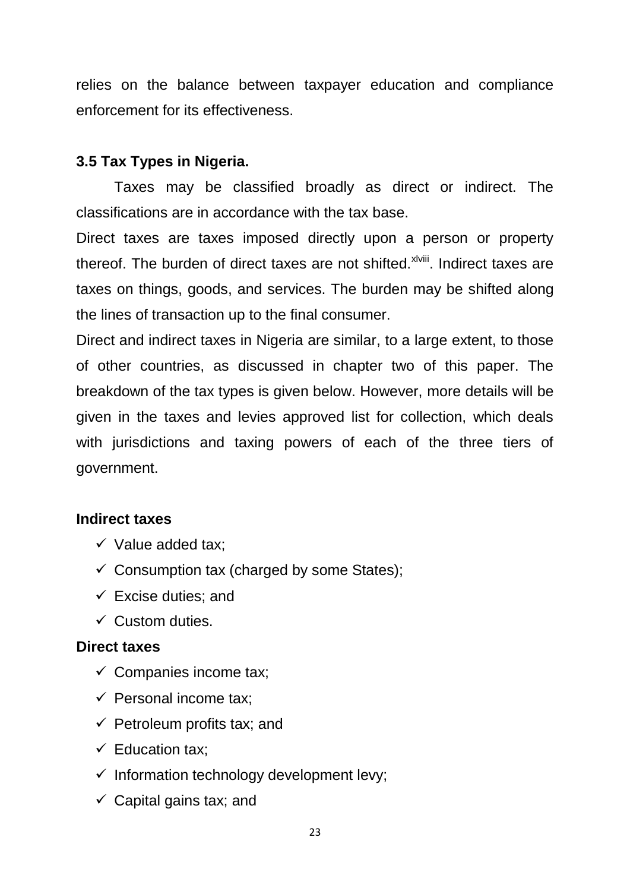relies on the balance between taxpayer education and compliance enforcement for its effectiveness.

### 3.5 Tax Types in Nigeria.

Taxes may be classified broadly as direct or indirect. The classifications are in accordance with the tax base.

Direct taxes are taxes imposed directly upon a person or property thereof. The burden of direct taxes are not shifted.[xlviii]. Indirect taxes are taxes on things, goods, and services. The burden may be shifted along the lines of transaction up to the final consumer.

Direct and indirect taxes in Nigeria are similar, to a large extent, to those of other countries, as discussed in chapter two of this paper. The breakdown of the tax types is given below. However, more details will be given in the taxes and levies approved list for collection, which deals with jurisdictions and taxing powers of each of the three tiers of government.

**Indirect taxes**

- ✓ Value added tax;
- ✓ Consumption tax (charged by some States);
- ✓ Excise duties; and
- ✓ Custom duties.

**Direct taxes**

- ✓ Companies income tax;
- ✓ Personal income tax;
- ✓ Petroleum profits tax; and
- ✓ Education tax;
- ✓ Information technology development levy;
- ✓ Capital gains tax; and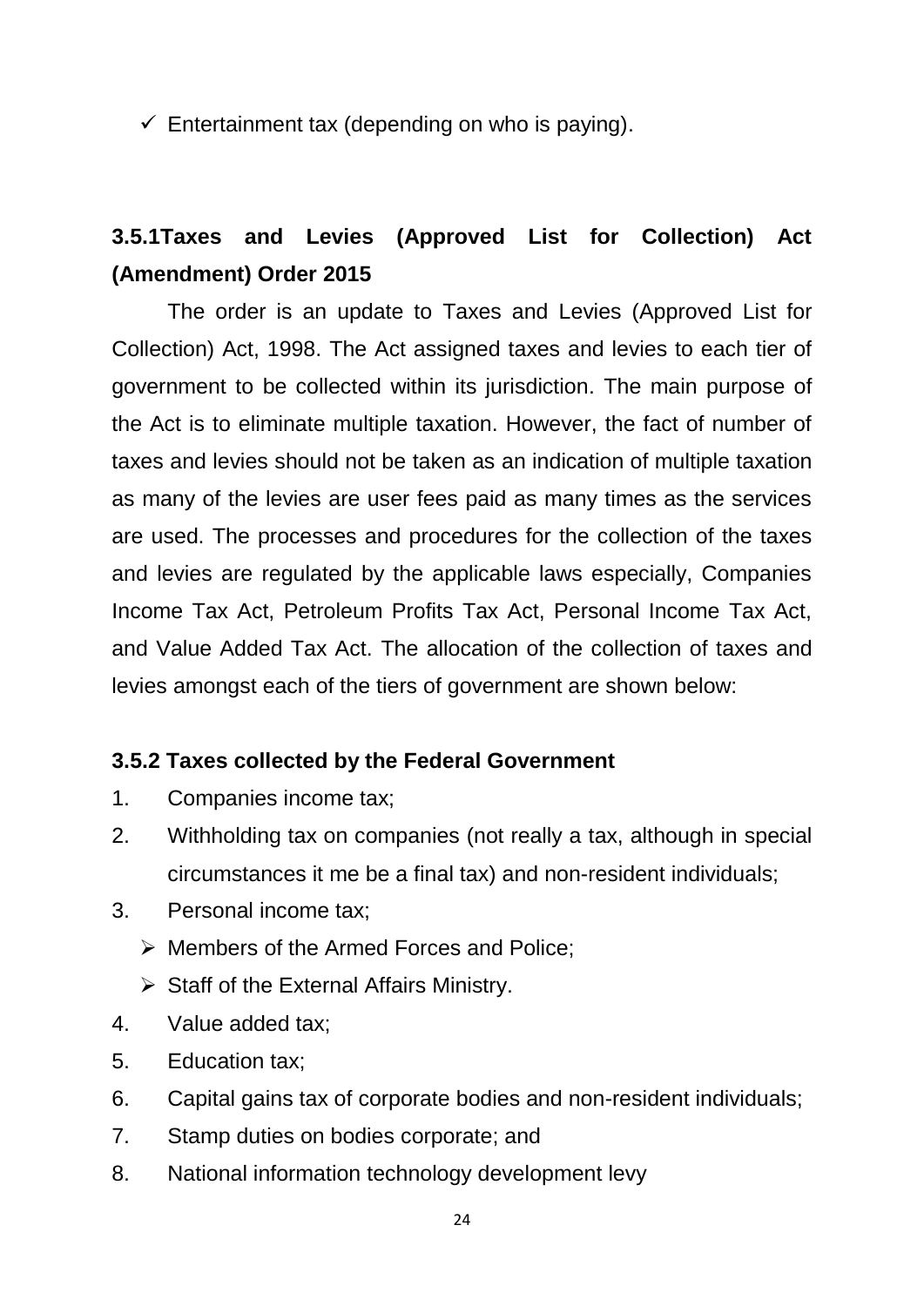- ✓ Entertainment tax (depending on who is paying).

### 3.5.1Taxes and Levies (Approved List for Collection) Act (Amendment) Order 2015

The order is an update to Taxes and Levies (Approved List for Collection) Act, 1998. The Act assigned taxes and levies to each tier of government to be collected within its jurisdiction. The main purpose of the Act is to eliminate multiple taxation. However, the fact of number of taxes and levies should not be taken as an indication of multiple taxation as many of the levies are user fees paid as many times as the services are used. The processes and procedures for the collection of the taxes and levies are regulated by the applicable laws especially, Companies Income Tax Act, Petroleum Profits Tax Act, Personal Income Tax Act, and Value Added Tax Act. The allocation of the collection of taxes and levies amongst each of the tiers of government are shown below:

### 3.5.2 Taxes collected by the Federal Government

1. Companies income tax;
2. Withholding tax on companies (not really a tax, although in special circumstances it me be a final tax) and non-resident individuals;
3. Personal income tax;
   - Members of the Armed Forces and Police;
   - Staff of the External Affairs Ministry.
4. Value added tax;
5. Education tax;
6. Capital gains tax of corporate bodies and non-resident individuals;
7. Stamp duties on bodies corporate; and
8. National information technology development levy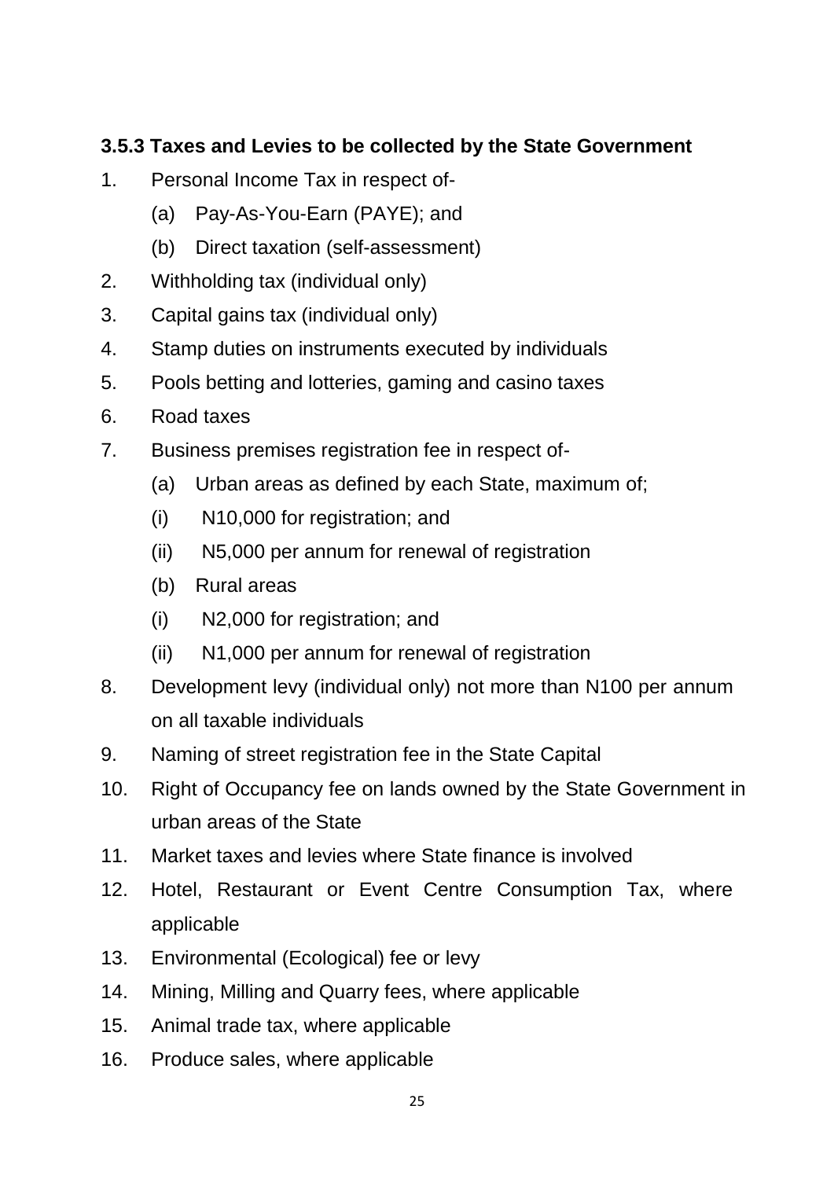### 3.5.3 Taxes and Levies to be collected by the State Government

1. Personal Income Tax in respect of-
   - (a) Pay-As-You-Earn (PAYE); and
   - (b) Direct taxation (self-assessment)
2. Withholding tax (individual only)
3. Capital gains tax (individual only)
4. Stamp duties on instruments executed by individuals
5. Pools betting and lotteries, gaming and casino taxes
6. Road taxes
7. Business premises registration fee in respect of-
   - (a) Urban areas as defined by each State, maximum of;
     - (i) N10,000 for registration; and
     - (ii) N5,000 per annum for renewal of registration
   - (b) Rural areas
     - (i) N2,000 for registration; and
     - (ii) N1,000 per annum for renewal of registration
8. Development levy (individual only) not more than N100 per annum on all taxable individuals
9. Naming of street registration fee in the State Capital
10. Right of Occupancy fee on lands owned by the State Government in urban areas of the State
11. Market taxes and levies where State finance is involved
12. Hotel, Restaurant or Event Centre Consumption Tax, where applicable
13. Environmental (Ecological) fee or levy
14. Mining, Milling and Quarry fees, where applicable
15. Animal trade tax, where applicable
16. Produce sales, where applicable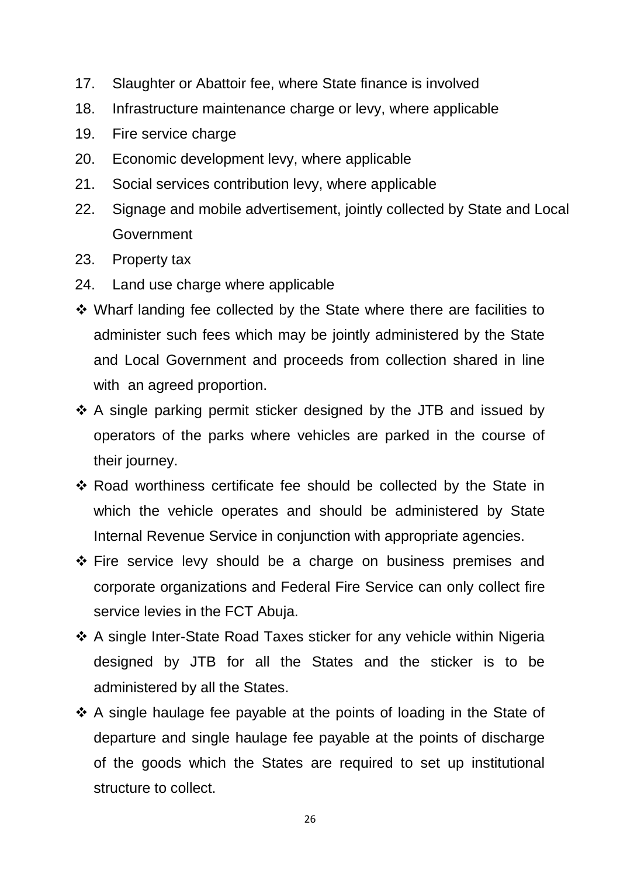17. Slaughter or Abattoir fee, where State finance is involved
18. Infrastructure maintenance charge or levy, where applicable
19. Fire service charge
20. Economic development levy, where applicable
21. Social services contribution levy, where applicable
22. Signage and mobile advertisement, jointly collected by State and Local Government
23. Property tax
24. Land use charge where applicable

- ❖ Wharf landing fee collected by the State where there are facilities to administer such fees which may be jointly administered by the State and Local Government and proceeds from collection shared in line with an agreed proportion.
- ❖ A single parking permit sticker designed by the JTB and issued by operators of the parks where vehicles are parked in the course of their journey.
- ❖ Road worthiness certificate fee should be collected by the State in which the vehicle operates and should be administered by State Internal Revenue Service in conjunction with appropriate agencies.
- ❖ Fire service levy should be a charge on business premises and corporate organizations and Federal Fire Service can only collect fire service levies in the FCT Abuja.
- ❖ A single Inter-State Road Taxes sticker for any vehicle within Nigeria designed by JTB for all the States and the sticker is to be administered by all the States.
- ❖ A single haulage fee payable at the points of loading in the State of departure and single haulage fee payable at the points of discharge of the goods which the States are required to set up institutional structure to collect.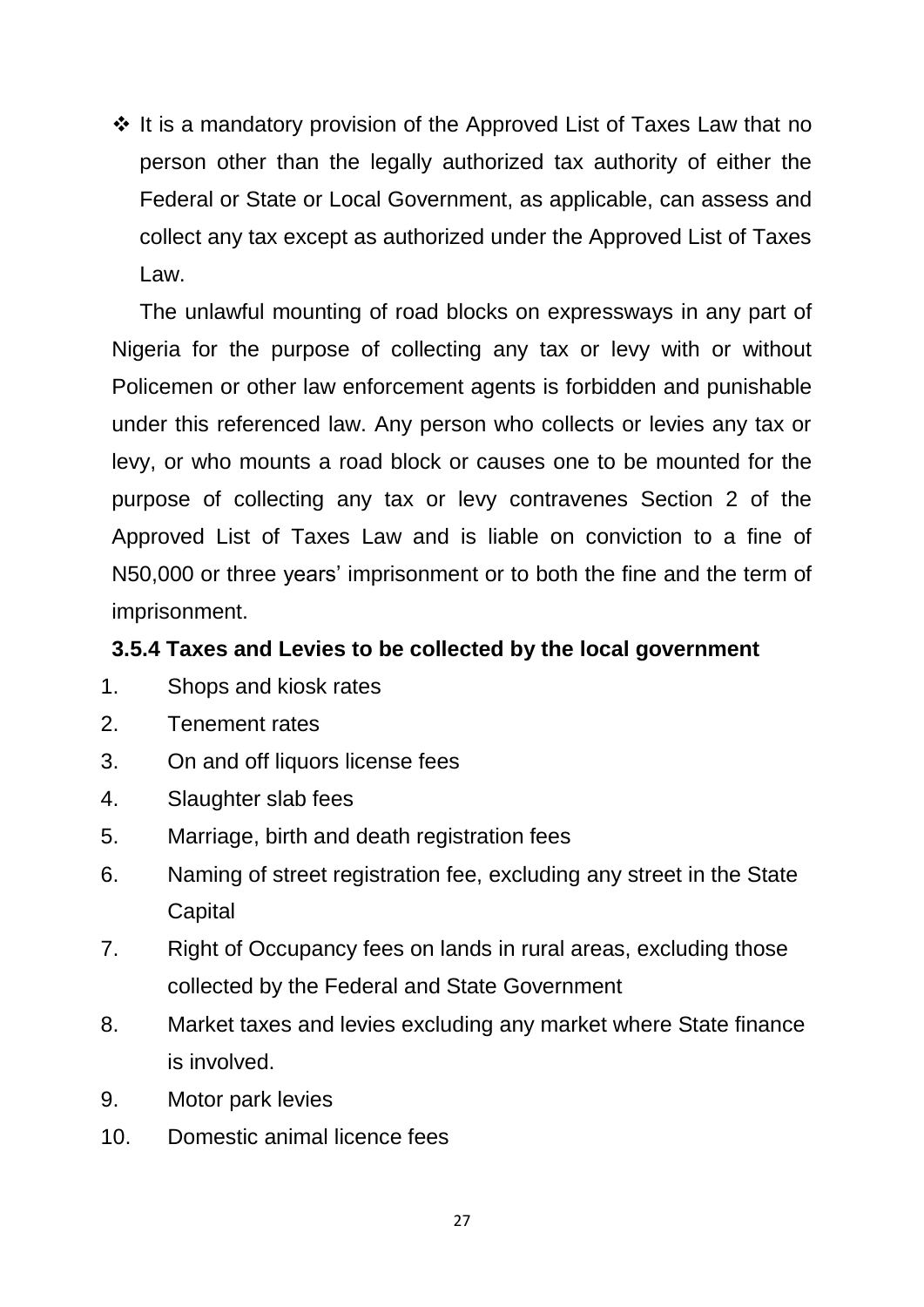- ❖ It is a mandatory provision of the Approved List of Taxes Law that no person other than the legally authorized tax authority of either the Federal or State or Local Government, as applicable, can assess and collect any tax except as authorized under the Approved List of Taxes Law.

The unlawful mounting of road blocks on expressways in any part of Nigeria for the purpose of collecting any tax or levy with or without Policemen or other law enforcement agents is forbidden and punishable under this referenced law. Any person who collects or levies any tax or levy, or who mounts a road block or causes one to be mounted for the purpose of collecting any tax or levy contravenes Section 2 of the Approved List of Taxes Law and is liable on conviction to a fine of N50,000 or three years' imprisonment or to both the fine and the term of imprisonment.

### 3.5.4 Taxes and Levies to be collected by the local government

1. Shops and kiosk rates
2. Tenement rates
3. On and off liquors license fees
4. Slaughter slab fees
5. Marriage, birth and death registration fees
6. Naming of street registration fee, excluding any street in the State Capital
7. Right of Occupancy fees on lands in rural areas, excluding those collected by the Federal and State Government
8. Market taxes and levies excluding any market where State finance is involved.
9. Motor park levies
10. Domestic animal licence fees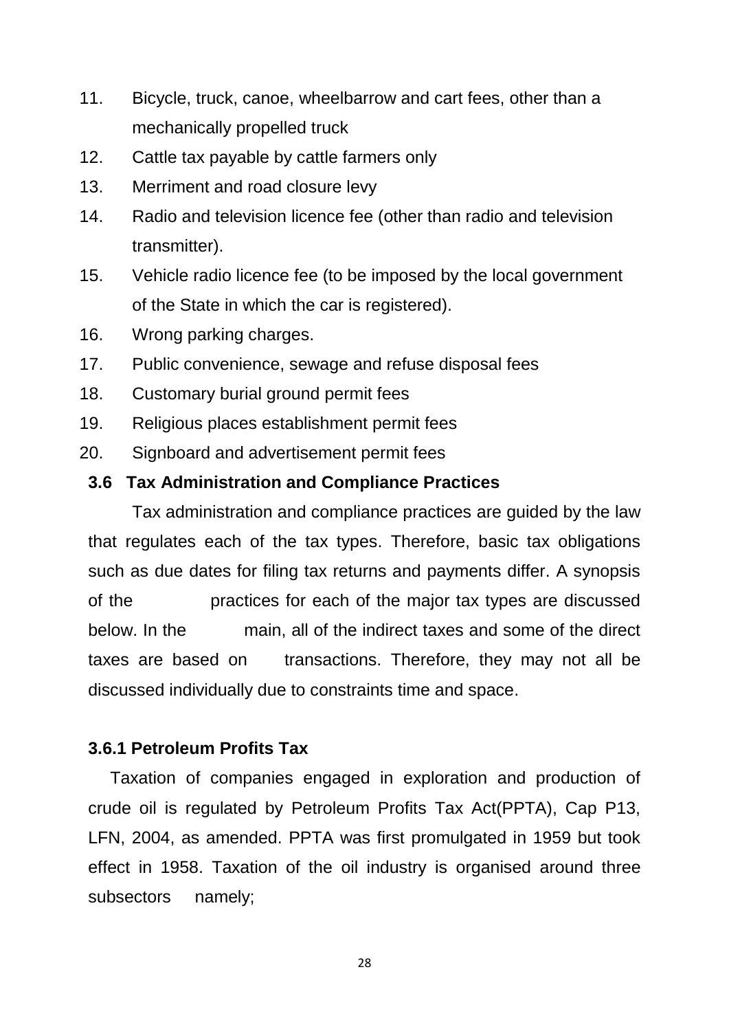11. Bicycle, truck, canoe, wheelbarrow and cart fees, other than a mechanically propelled truck
12. Cattle tax payable by cattle farmers only
13. Merriment and road closure levy
14. Radio and television licence fee (other than radio and television transmitter).
15. Vehicle radio licence fee (to be imposed by the local government of the State in which the car is registered).
16. Wrong parking charges.
17. Public convenience, sewage and refuse disposal fees
18. Customary burial ground permit fees
19. Religious places establishment permit fees
20. Signboard and advertisement permit fees

### 3.6 Tax Administration and Compliance Practices

Tax administration and compliance practices are guided by the law that regulates each of the tax types. Therefore, basic tax obligations such as due dates for filing tax returns and payments differ. A synopsis of the practices for each of the major tax types are discussed below. In the main, all of the indirect taxes and some of the direct taxes are based on transactions. Therefore, they may not all be discussed individually due to constraints time and space.

#### 3.6.1 Petroleum Profits Tax

Taxation of companies engaged in exploration and production of crude oil is regulated by Petroleum Profits Tax Act(PPTA), Cap P13, LFN, 2004, as amended. PPTA was first promulgated in 1959 but took effect in 1958. Taxation of the oil industry is organised around three subsectors namely;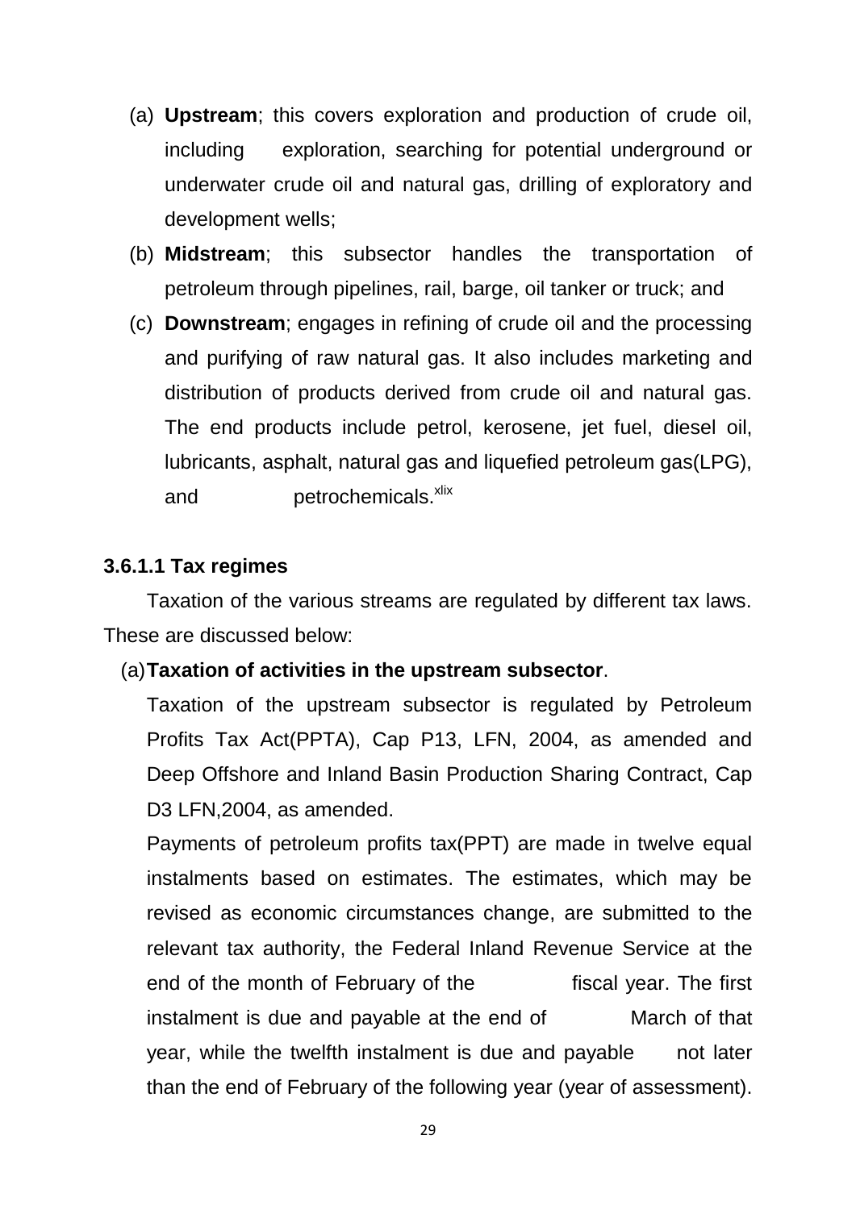(a) **Upstream**; this covers exploration and production of crude oil, including exploration, searching for potential underground or underwater crude oil and natural gas, drilling of exploratory and development wells;

(b) **Midstream**; this subsector handles the transportation of petroleum through pipelines, rail, barge, oil tanker or truck; and

(c) **Downstream**; engages in refining of crude oil and the processing and purifying of raw natural gas. It also includes marketing and distribution of products derived from crude oil and natural gas. The end products include petrol, kerosene, jet fuel, diesel oil, lubricants, asphalt, natural gas and liquefied petroleum gas(LPG), and petrochemicals.[xlix]

#### 3.6.1.1 Tax regimes

Taxation of the various streams are regulated by different tax laws. These are discussed below:

(a) **Taxation of activities in the upstream subsector**.

Taxation of the upstream subsector is regulated by Petroleum Profits Tax Act(PPTA), Cap P13, LFN, 2004, as amended and Deep Offshore and Inland Basin Production Sharing Contract, Cap D3 LFN,2004, as amended.

Payments of petroleum profits tax(PPT) are made in twelve equal instalments based on estimates. The estimates, which may be revised as economic circumstances change, are submitted to the relevant tax authority, the Federal Inland Revenue Service at the end of the month of February of the fiscal year. The first instalment is due and payable at the end of March of that year, while the twelfth instalment is due and payable not later than the end of February of the following year (year of assessment).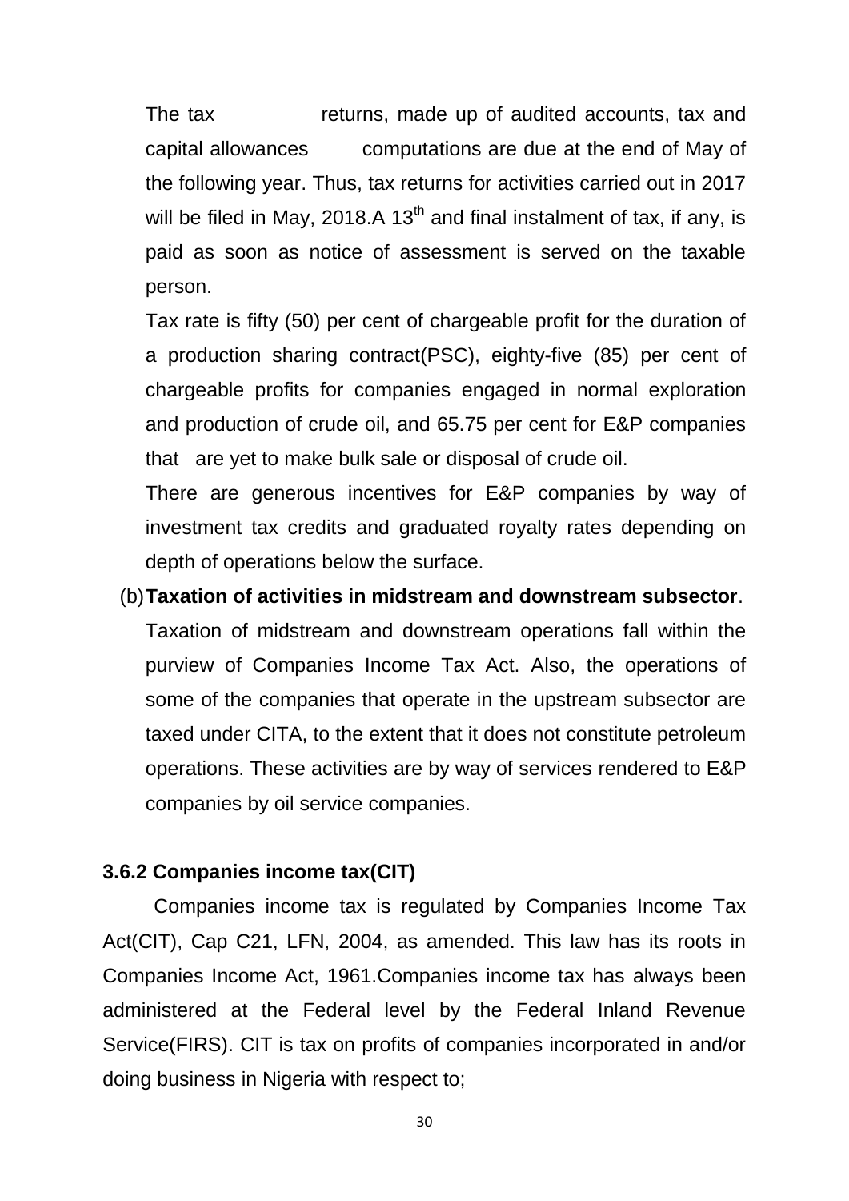The tax returns, made up of audited accounts, tax and capital allowances computations are due at the end of May of the following year. Thus, tax returns for activities carried out in 2017 will be filed in May, 2018.A 13th and final instalment of tax, if any, is paid as soon as notice of assessment is served on the taxable person.

Tax rate is fifty (50) per cent of chargeable profit for the duration of a production sharing contract(PSC), eighty-five (85) per cent of chargeable profits for companies engaged in normal exploration and production of crude oil, and 65.75 per cent for E&P companies that are yet to make bulk sale or disposal of crude oil.

There are generous incentives for E&P companies by way of investment tax credits and graduated royalty rates depending on depth of operations below the surface.

(b) **Taxation of activities in midstream and downstream subsector**.

Taxation of midstream and downstream operations fall within the purview of Companies Income Tax Act. Also, the operations of some of the companies that operate in the upstream subsector are taxed under CITA, to the extent that it does not constitute petroleum operations. These activities are by way of services rendered to E&P companies by oil service companies.

### 3.6.2 Companies income tax(CIT)

Companies income tax is regulated by Companies Income Tax Act(CIT), Cap C21, LFN, 2004, as amended. This law has its roots in Companies Income Act, 1961.Companies income tax has always been administered at the Federal level by the Federal Inland Revenue Service(FIRS). CIT is tax on profits of companies incorporated in and/or doing business in Nigeria with respect to;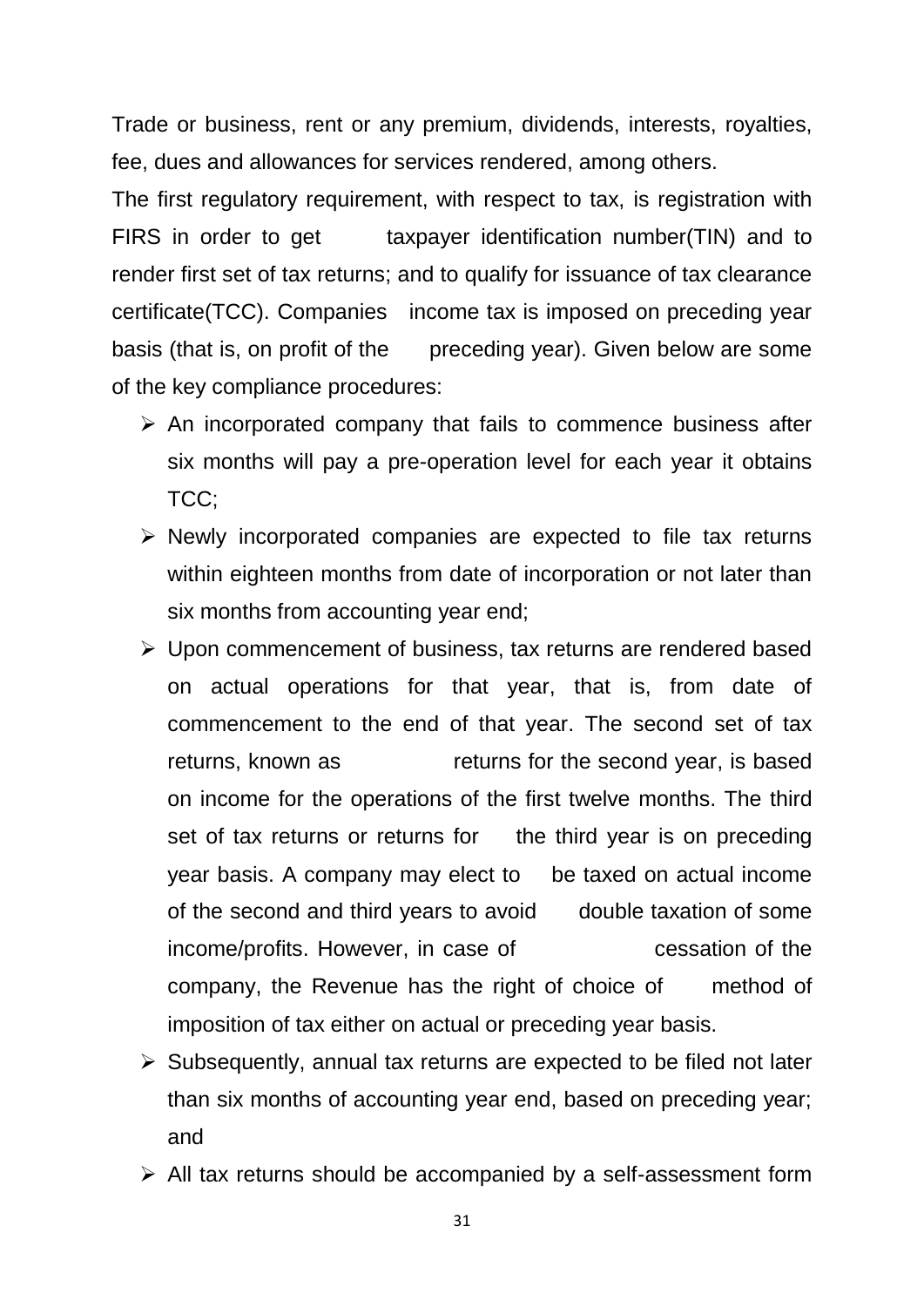Trade or business, rent or any premium, dividends, interests, royalties, fee, dues and allowances for services rendered, among others.

The first regulatory requirement, with respect to tax, is registration with FIRS in order to get taxpayer identification number(TIN) and to render first set of tax returns; and to qualify for issuance of tax clearance certificate(TCC). Companies income tax is imposed on preceding year basis (that is, on profit of the preceding year). Given below are some of the key compliance procedures:

- An incorporated company that fails to commence business after six months will pay a pre-operation level for each year it obtains TCC;
- Newly incorporated companies are expected to file tax returns within eighteen months from date of incorporation or not later than six months from accounting year end;
- Upon commencement of business, tax returns are rendered based on actual operations for that year, that is, from date of commencement to the end of that year. The second set of tax returns, known as returns for the second year, is based on income for the operations of the first twelve months. The third set of tax returns or returns for the third year is on preceding year basis. A company may elect to be taxed on actual income of the second and third years to avoid double taxation of some income/profits. However, in case of cessation of the company, the Revenue has the right of choice of method of imposition of tax either on actual or preceding year basis.
- Subsequently, annual tax returns are expected to be filed not later than six months of accounting year end, based on preceding year; and
- All tax returns should be accompanied by a self-assessment form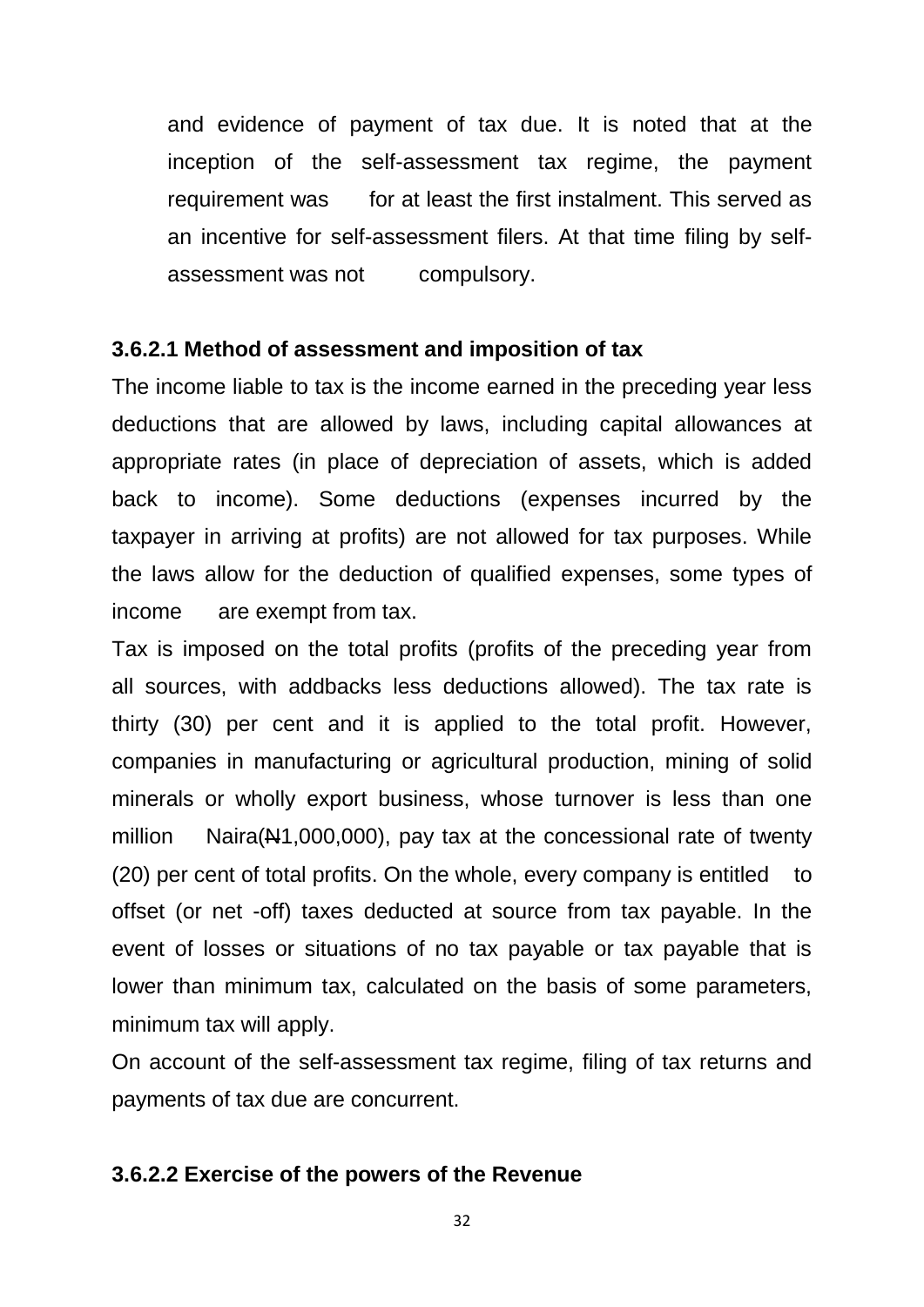and evidence of payment of tax due. It is noted that at the inception of the self-assessment tax regime, the payment requirement was for at least the first instalment. This served as an incentive for self-assessment filers. At that time filing by self-assessment was not compulsory.

#### 3.6.2.1 Method of assessment and imposition of tax

The income liable to tax is the income earned in the preceding year less deductions that are allowed by laws, including capital allowances at appropriate rates (in place of depreciation of assets, which is added back to income). Some deductions (expenses incurred by the taxpayer in arriving at profits) are not allowed for tax purposes. While the laws allow for the deduction of qualified expenses, some types of income are exempt from tax.

Tax is imposed on the total profits (profits of the preceding year from all sources, with addbacks less deductions allowed). The tax rate is thirty (30) per cent and it is applied to the total profit. However, companies in manufacturing or agricultural production, mining of solid minerals or wholly export business, whose turnover is less than one million Naira(₦1,000,000), pay tax at the concessional rate of twenty (20) per cent of total profits. On the whole, every company is entitled to offset (or net -off) taxes deducted at source from tax payable. In the event of losses or situations of no tax payable or tax payable that is lower than minimum tax, calculated on the basis of some parameters, minimum tax will apply.

On account of the self-assessment tax regime, filing of tax returns and payments of tax due are concurrent.

#### 3.6.2.2 Exercise of the powers of the Revenue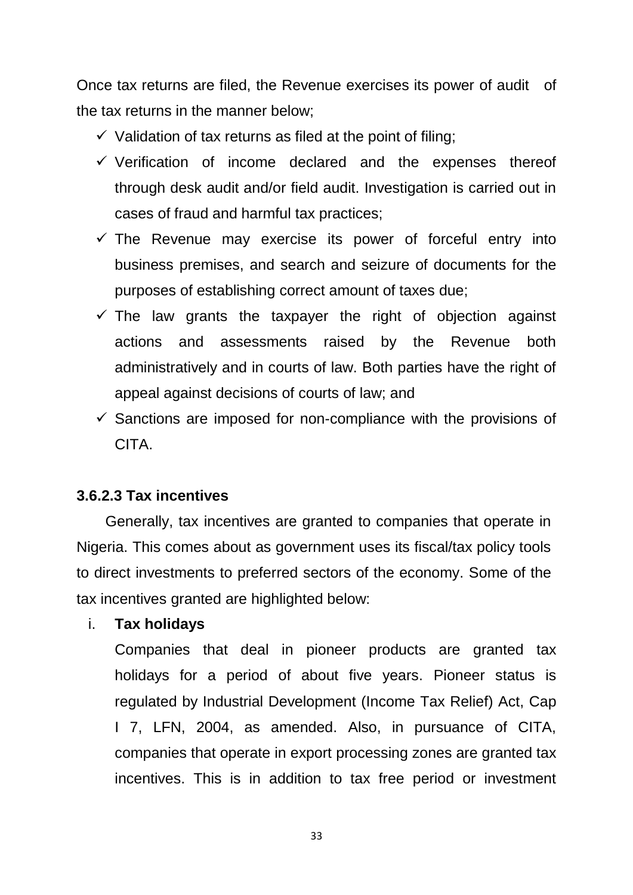Once tax returns are filed, the Revenue exercises its power of audit of the tax returns in the manner below;

- ✓ Validation of tax returns as filed at the point of filing;
- ✓ Verification of income declared and the expenses thereof through desk audit and/or field audit. Investigation is carried out in cases of fraud and harmful tax practices;
- ✓ The Revenue may exercise its power of forceful entry into business premises, and search and seizure of documents for the purposes of establishing correct amount of taxes due;
- ✓ The law grants the taxpayer the right of objection against actions and assessments raised by the Revenue both administratively and in courts of law. Both parties have the right of appeal against decisions of courts of law; and
- ✓ Sanctions are imposed for non-compliance with the provisions of CITA.

#### 3.6.2.3 Tax incentives

Generally, tax incentives are granted to companies that operate in Nigeria. This comes about as government uses its fiscal/tax policy tools to direct investments to preferred sectors of the economy. Some of the tax incentives granted are highlighted below:

i. **Tax holidays**

   Companies that deal in pioneer products are granted tax holidays for a period of about five years. Pioneer status is regulated by Industrial Development (Income Tax Relief) Act, Cap I 7, LFN, 2004, as amended. Also, in pursuance of CITA, companies that operate in export processing zones are granted tax incentives. This is in addition to tax free period or investment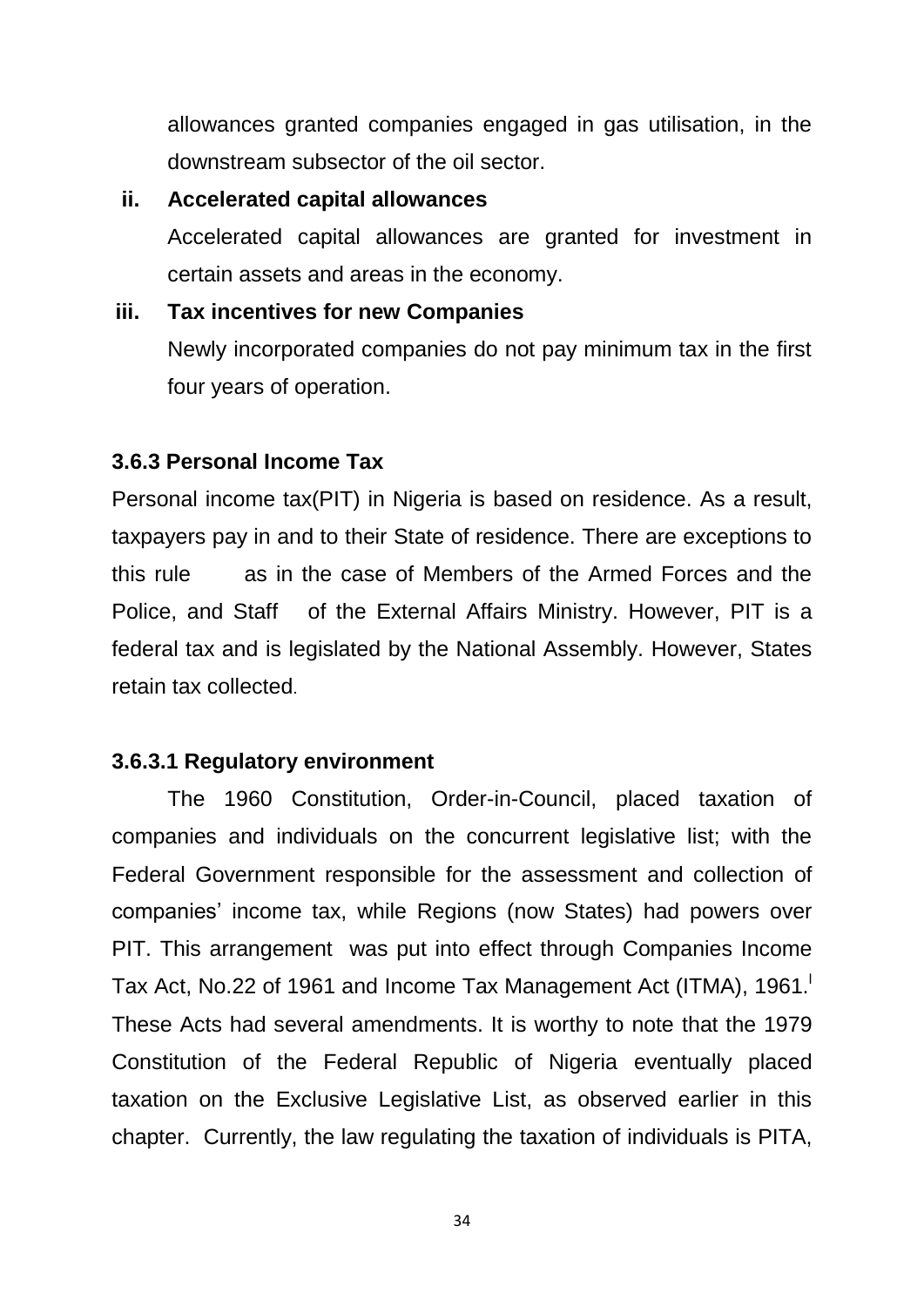allowances granted companies engaged in gas utilisation, in the downstream subsector of the oil sector.

**ii. Accelerated capital allowances**

Accelerated capital allowances are granted for investment in certain assets and areas in the economy.

**iii. Tax incentives for new Companies**

Newly incorporated companies do not pay minimum tax in the first four years of operation.

### 3.6.3 Personal Income Tax

Personal income tax(PIT) in Nigeria is based on residence. As a result, taxpayers pay in and to their State of residence. There are exceptions to this rule as in the case of Members of the Armed Forces and the Police, and Staff of the External Affairs Ministry. However, PIT is a federal tax and is legislated by the National Assembly. However, States retain tax collected.

#### 3.6.3.1 Regulatory environment

The 1960 Constitution, Order-in-Council, placed taxation of companies and individuals on the concurrent legislative list; with the Federal Government responsible for the assessment and collection of companies' income tax, while Regions (now States) had powers over PIT. This arrangement was put into effect through Companies Income Tax Act, No.22 of 1961 and Income Tax Management Act (ITMA), 1961.[l] These Acts had several amendments. It is worthy to note that the 1979 Constitution of the Federal Republic of Nigeria eventually placed taxation on the Exclusive Legislative List, as observed earlier in this chapter. Currently, the law regulating the taxation of individuals is PITA,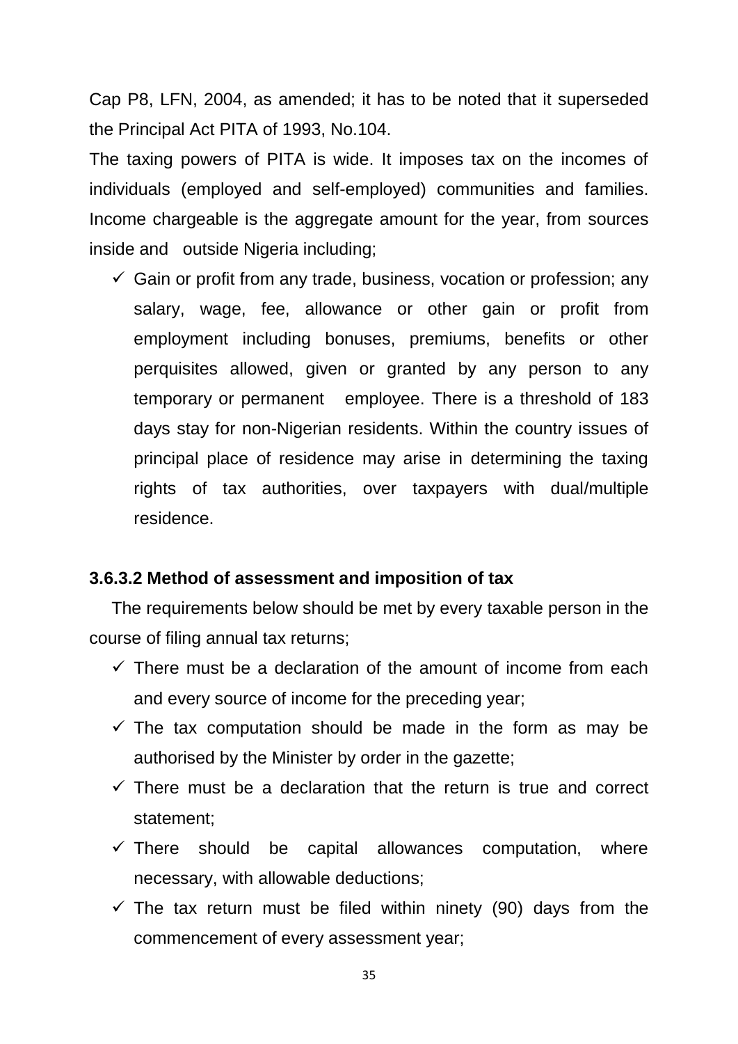Cap P8, LFN, 2004, as amended; it has to be noted that it superseded the Principal Act PITA of 1993, No.104.

The taxing powers of PITA is wide. It imposes tax on the incomes of individuals (employed and self-employed) communities and families. Income chargeable is the aggregate amount for the year, from sources inside and outside Nigeria including;

- ✓ Gain or profit from any trade, business, vocation or profession; any salary, wage, fee, allowance or other gain or profit from employment including bonuses, premiums, benefits or other perquisites allowed, given or granted by any person to any temporary or permanent employee. There is a threshold of 183 days stay for non-Nigerian residents. Within the country issues of principal place of residence may arise in determining the taxing rights of tax authorities, over taxpayers with dual/multiple residence.

#### 3.6.3.2 Method of assessment and imposition of tax

The requirements below should be met by every taxable person in the course of filing annual tax returns;

- ✓ There must be a declaration of the amount of income from each and every source of income for the preceding year;
- ✓ The tax computation should be made in the form as may be authorised by the Minister by order in the gazette;
- ✓ There must be a declaration that the return is true and correct statement;
- ✓ There should be capital allowances computation, where necessary, with allowable deductions;
- ✓ The tax return must be filed within ninety (90) days from the commencement of every assessment year;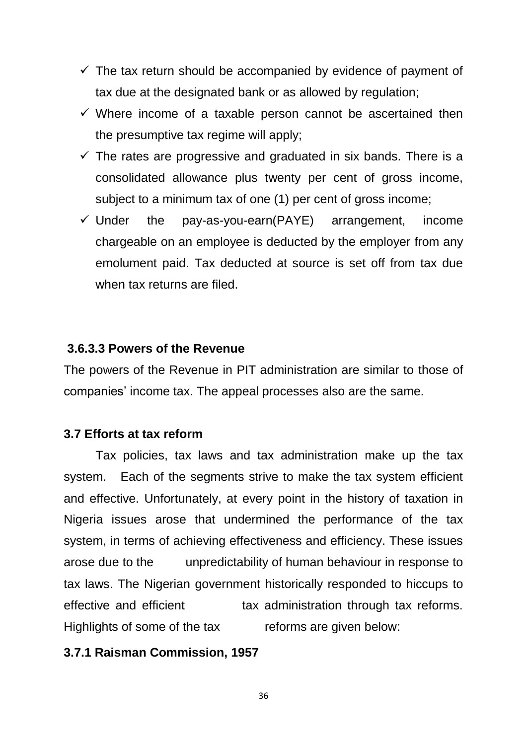- ✓ The tax return should be accompanied by evidence of payment of tax due at the designated bank or as allowed by regulation;
- ✓ Where income of a taxable person cannot be ascertained then the presumptive tax regime will apply;
- ✓ The rates are progressive and graduated in six bands. There is a consolidated allowance plus twenty per cent of gross income, subject to a minimum tax of one (1) per cent of gross income;
- ✓ Under the pay-as-you-earn(PAYE) arrangement, income chargeable on an employee is deducted by the employer from any emolument paid. Tax deducted at source is set off from tax due when tax returns are filed.

#### 3.6.3.3 Powers of the Revenue

The powers of the Revenue in PIT administration are similar to those of companies' income tax. The appeal processes also are the same.

### 3.7 Efforts at tax reform

Tax policies, tax laws and tax administration make up the tax system. Each of the segments strive to make the tax system efficient and effective. Unfortunately, at every point in the history of taxation in Nigeria issues arose that undermined the performance of the tax system, in terms of achieving effectiveness and efficiency. These issues arose due to the unpredictability of human behaviour in response to tax laws. The Nigerian government historically responded to hiccups to effective and efficient tax administration through tax reforms. Highlights of some of the tax reforms are given below:

#### 3.7.1 Raisman Commission, 1957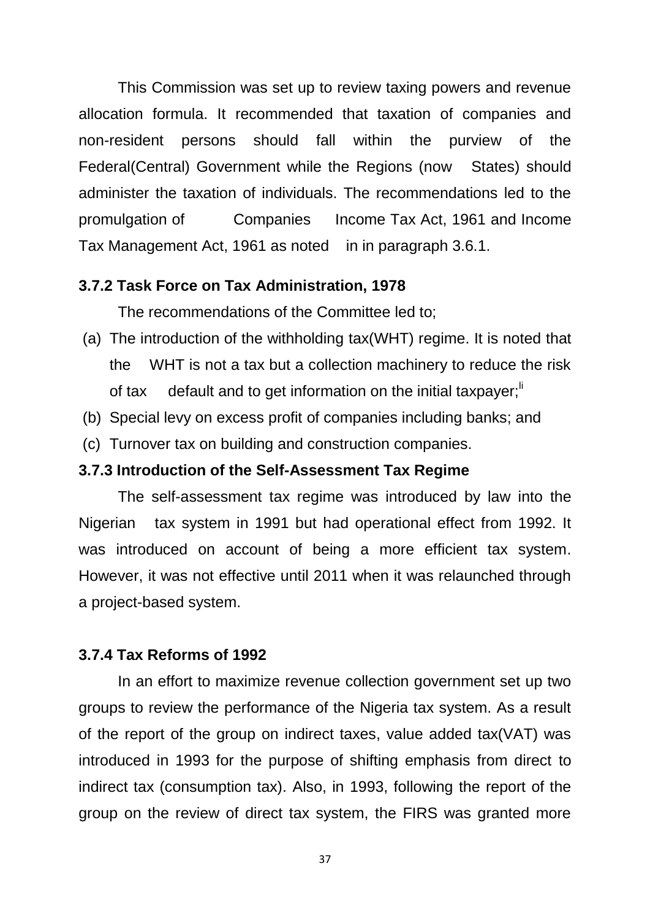This Commission was set up to review taxing powers and revenue allocation formula. It recommended that taxation of companies and non-resident persons should fall within the purview of the Federal(Central) Government while the Regions (now States) should administer the taxation of individuals. The recommendations led to the promulgation of Companies Income Tax Act, 1961 and Income Tax Management Act, 1961 as noted in in paragraph 3.6.1.

### 3.7.2 Task Force on Tax Administration, 1978

The recommendations of the Committee led to;

(a) The introduction of the withholding tax(WHT) regime. It is noted that the WHT is not a tax but a collection machinery to reduce the risk of tax default and to get information on the initial taxpayer;[li]
(b) Special levy on excess profit of companies including banks; and
(c) Turnover tax on building and construction companies.

### 3.7.3 Introduction of the Self-Assessment Tax Regime

The self-assessment tax regime was introduced by law into the Nigerian tax system in 1991 but had operational effect from 1992. It was introduced on account of being a more efficient tax system. However, it was not effective until 2011 when it was relaunched through a project-based system.

### 3.7.4 Tax Reforms of 1992

In an effort to maximize revenue collection government set up two groups to review the performance of the Nigeria tax system. As a result of the report of the group on indirect taxes, value added tax(VAT) was introduced in 1993 for the purpose of shifting emphasis from direct to indirect tax (consumption tax). Also, in 1993, following the report of the group on the review of direct tax system, the FIRS was granted more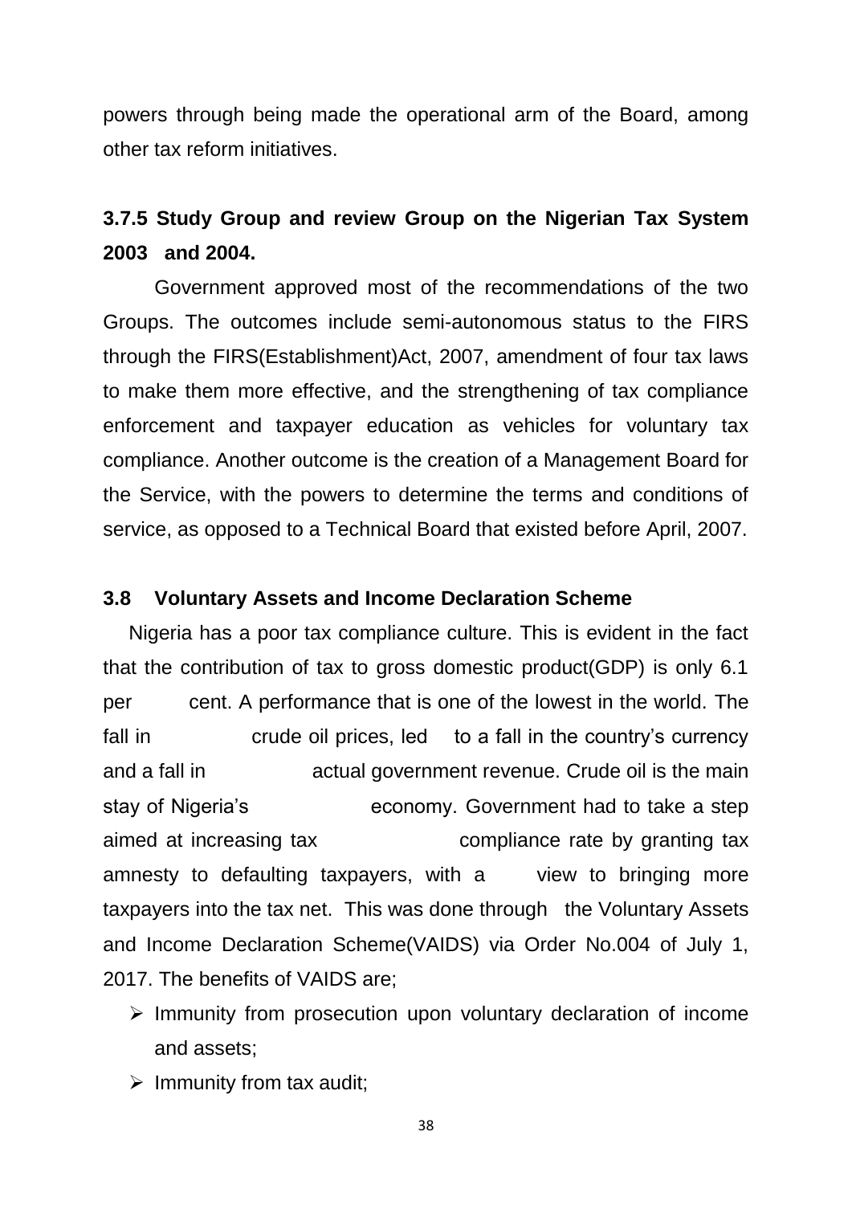powers through being made the operational arm of the Board, among other tax reform initiatives.

### 3.7.5 Study Group and review Group on the Nigerian Tax System 2003 and 2004.

Government approved most of the recommendations of the two Groups. The outcomes include semi-autonomous status to the FIRS through the FIRS(Establishment)Act, 2007, amendment of four tax laws to make them more effective, and the strengthening of tax compliance enforcement and taxpayer education as vehicles for voluntary tax compliance. Another outcome is the creation of a Management Board for the Service, with the powers to determine the terms and conditions of service, as opposed to a Technical Board that existed before April, 2007.

## 3.8 Voluntary Assets and Income Declaration Scheme

Nigeria has a poor tax compliance culture. This is evident in the fact that the contribution of tax to gross domestic product(GDP) is only 6.1 per cent. A performance that is one of the lowest in the world. The fall in crude oil prices, led to a fall in the country's currency and a fall in actual government revenue. Crude oil is the main stay of Nigeria's economy. Government had to take a step aimed at increasing tax compliance rate by granting tax amnesty to defaulting taxpayers, with a view to bringing more taxpayers into the tax net. This was done through the Voluntary Assets and Income Declaration Scheme(VAIDS) via Order No.004 of July 1, 2017. The benefits of VAIDS are;

- Immunity from prosecution upon voluntary declaration of income and assets;
- Immunity from tax audit;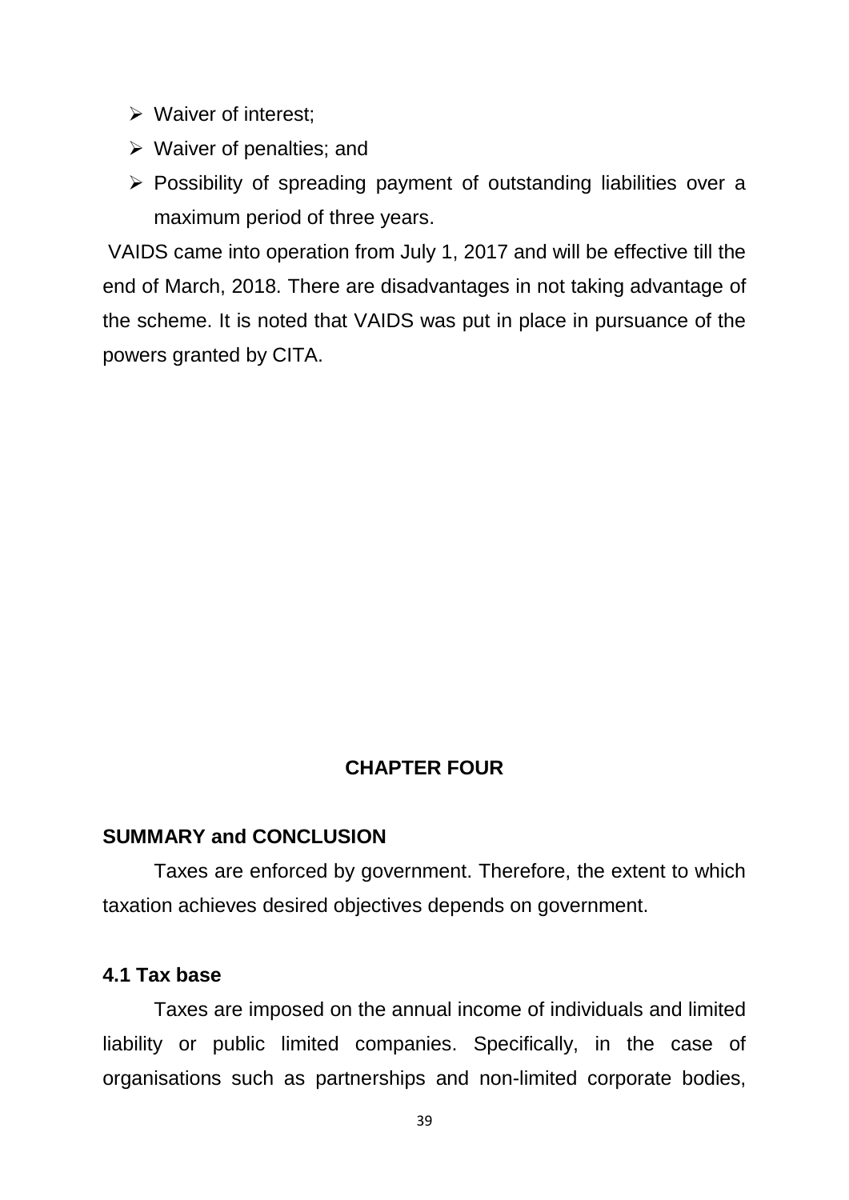- Waiver of interest;
- Waiver of penalties; and
- Possibility of spreading payment of outstanding liabilities over a maximum period of three years.

VAIDS came into operation from July 1, 2017 and will be effective till the end of March, 2018. There are disadvantages in not taking advantage of the scheme. It is noted that VAIDS was put in place in pursuance of the powers granted by CITA.

# CHAPTER FOUR

## SUMMARY and CONCLUSION

Taxes are enforced by government. Therefore, the extent to which taxation achieves desired objectives depends on government.

### 4.1 Tax base

Taxes are imposed on the annual income of individuals and limited liability or public limited companies. Specifically, in the case of organisations such as partnerships and non-limited corporate bodies,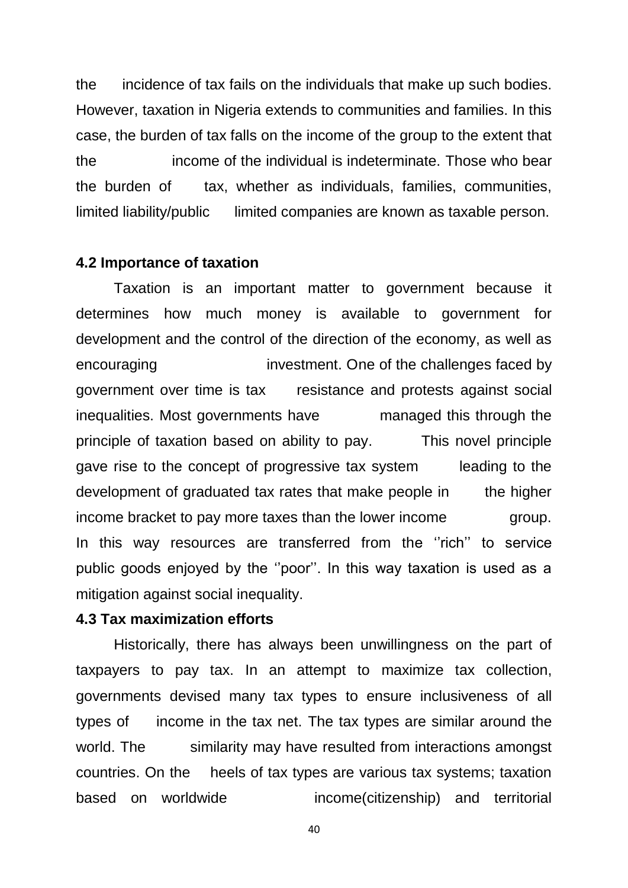the incidence of tax fails on the individuals that make up such bodies. However, taxation in Nigeria extends to communities and families. In this case, the burden of tax falls on the income of the group to the extent that the income of the individual is indeterminate. Those who bear the burden of tax, whether as individuals, families, communities, limited liability/public limited companies are known as taxable person.

### 4.2 Importance of taxation

Taxation is an important matter to government because it determines how much money is available to government for development and the control of the direction of the economy, as well as encouraging investment. One of the challenges faced by government over time is tax resistance and protests against social inequalities. Most governments have managed this through the principle of taxation based on ability to pay. This novel principle gave rise to the concept of progressive tax system leading to the development of graduated tax rates that make people in the higher income bracket to pay more taxes than the lower income group. In this way resources are transferred from the ''rich'' to service public goods enjoyed by the ''poor''. In this way taxation is used as a mitigation against social inequality.

### 4.3 Tax maximization efforts

Historically, there has always been unwillingness on the part of taxpayers to pay tax. In an attempt to maximize tax collection, governments devised many tax types to ensure inclusiveness of all types of income in the tax net. The tax types are similar around the world. The similarity may have resulted from interactions amongst countries. On the heels of tax types are various tax systems; taxation based on worldwide income(citizenship) and territorial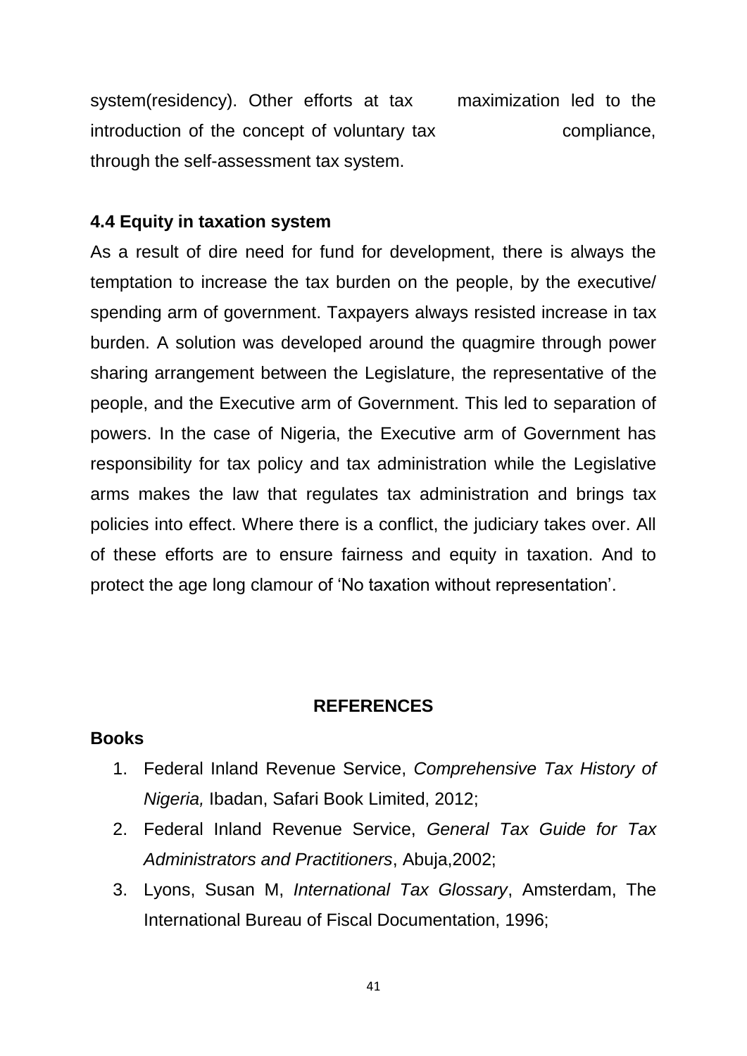system(residency). Other efforts at tax maximization led to the introduction of the concept of voluntary tax compliance, through the self-assessment tax system.

### 4.4 Equity in taxation system

As a result of dire need for fund for development, there is always the temptation to increase the tax burden on the people, by the executive/ spending arm of government. Taxpayers always resisted increase in tax burden. A solution was developed around the quagmire through power sharing arrangement between the Legislature, the representative of the people, and the Executive arm of Government. This led to separation of powers. In the case of Nigeria, the Executive arm of Government has responsibility for tax policy and tax administration while the Legislative arms makes the law that regulates tax administration and brings tax policies into effect. Where there is a conflict, the judiciary takes over. All of these efforts are to ensure fairness and equity in taxation. And to protect the age long clamour of 'No taxation without representation'.

## REFERENCES

**Books**

1. Federal Inland Revenue Service, *Comprehensive Tax History of Nigeria,* Ibadan, Safari Book Limited, 2012;
2. Federal Inland Revenue Service, *General Tax Guide for Tax Administrators and Practitioners*, Abuja,2002;
3. Lyons, Susan M, *International Tax Glossary*, Amsterdam, The International Bureau of Fiscal Documentation, 1996;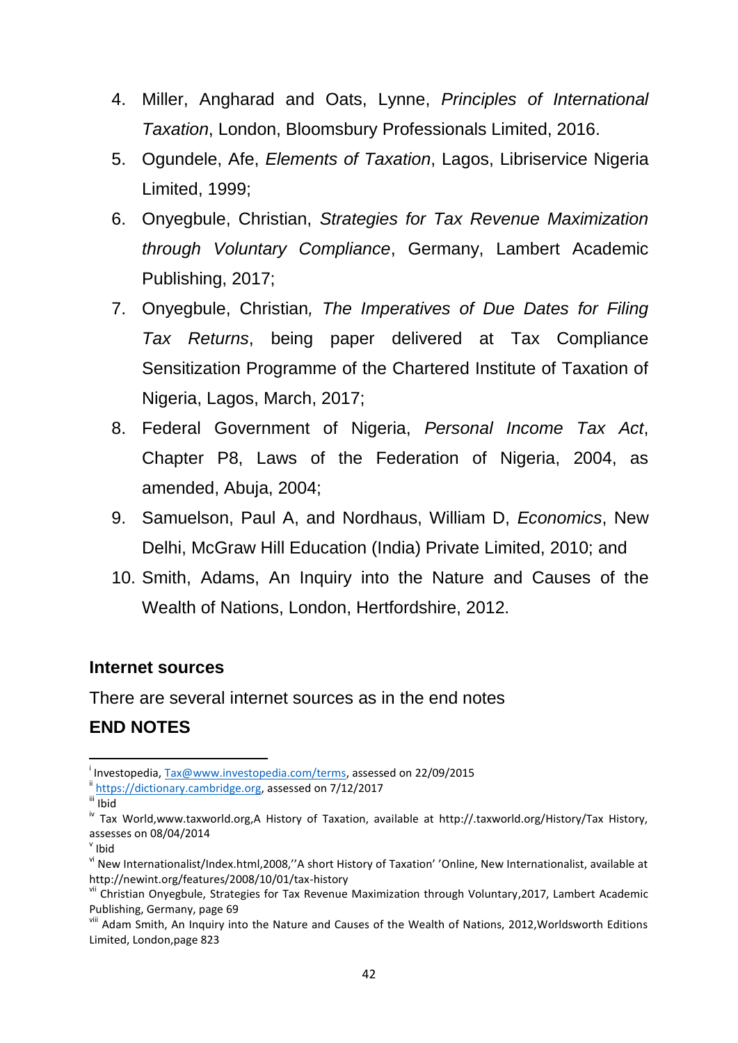4. Miller, Angharad and Oats, Lynne, *Principles of International Taxation*, London, Bloomsbury Professionals Limited, 2016.
5. Ogundele, Afe, *Elements of Taxation*, Lagos, Libriservice Nigeria Limited, 1999;
6. Onyegbule, Christian, *Strategies for Tax Revenue Maximization through Voluntary Compliance*, Germany, Lambert Academic Publishing, 2017;
7. Onyegbule, Christian*, The Imperatives of Due Dates for Filing Tax Returns*, being paper delivered at Tax Compliance Sensitization Programme of the Chartered Institute of Taxation of Nigeria, Lagos, March, 2017;
8. Federal Government of Nigeria, *Personal Income Tax Act*, Chapter P8, Laws of the Federation of Nigeria, 2004, as amended, Abuja, 2004;
9. Samuelson, Paul A, and Nordhaus, William D, *Economics*, New Delhi, McGraw Hill Education (India) Private Limited, 2010; and
10. Smith, Adams, An Inquiry into the Nature and Causes of the Wealth of Nations, London, Hertfordshire, 2012.

**Internet sources**

There are several internet sources as in the end notes

**END NOTES**

---

[i] Investopedia, Tax@www.investopedia.com/terms, assessed on 22/09/2015

[ii] https://dictionary.cambridge.org, assessed on 7/12/2017

[iii] Ibid

[iv] Tax World,www.taxworld.org,A History of Taxation, available at http://.taxworld.org/History/Tax History, assesses on 08/04/2014

[v] Ibid

[vi] New Internationalist/Index.html,2008,''A short History of Taxation' 'Online, New Internationalist, available at http://newint.org/features/2008/10/01/tax-history

[vii] Christian Onyegbule, Strategies for Tax Revenue Maximization through Voluntary,2017, Lambert Academic Publishing, Germany, page 69

[viii] Adam Smith, An Inquiry into the Nature and Causes of the Wealth of Nations, 2012,Worldsworth Editions Limited, London,page 823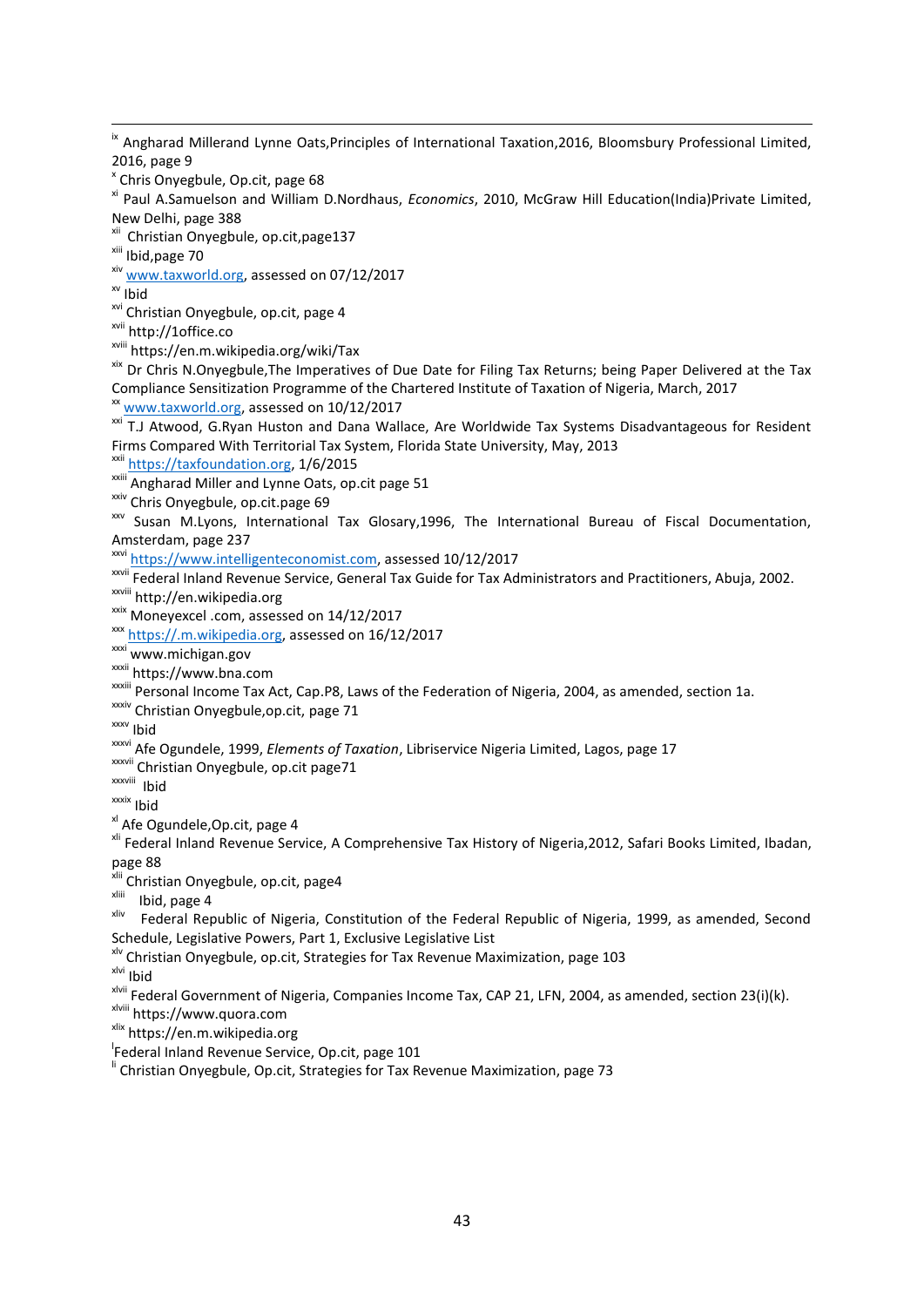[ix] Angharad Millerand Lynne Oats,Principles of International Taxation,2016, Bloomsbury Professional Limited, 2016, page 9

[x] Chris Onyegbule, Op.cit, page 68

[xi] Paul A.Samuelson and William D.Nordhaus, *Economics*, 2010, McGraw Hill Education(India)Private Limited, New Delhi, page 388

[xii] Christian Onyegbule, op.cit,page137

[xiii] Ibid,page 70

[xiv] www.taxworld.org, assessed on 07/12/2017

[xv] Ibid

[xvi] Christian Onyegbule, op.cit, page 4

[xvii] http://1office.co

[xviii] https://en.m.wikipedia.org/wiki/Tax

[xix] Dr Chris N.Onyegbule,The Imperatives of Due Date for Filing Tax Returns; being Paper Delivered at the Tax Compliance Sensitization Programme of the Chartered Institute of Taxation of Nigeria, March, 2017

[xx] www.taxworld.org, assessed on 10/12/2017

[xxi] T.J Atwood, G.Ryan Huston and Dana Wallace, Are Worldwide Tax Systems Disadvantageous for Resident Firms Compared With Territorial Tax System, Florida State University, May, 2013

[xxii] https://taxfoundation.org, 1/6/2015

[xxiii] Angharad Miller and Lynne Oats, op.cit page 51

[xxiv] Chris Onyegbule, op.cit.page 69

[xxv] Susan M.Lyons, International Tax Glosary,1996, The International Bureau of Fiscal Documentation, Amsterdam, page 237

[xxvi] https://www.intelligenteconomist.com, assessed 10/12/2017

[xxvii] Federal Inland Revenue Service, General Tax Guide for Tax Administrators and Practitioners, Abuja, 2002.

[xxviii] http://en.wikipedia.org

[xxix] Moneyexcel .com, assessed on 14/12/2017

[xxx] https://.m.wikipedia.org, assessed on 16/12/2017

[xxxi] www.michigan.gov

[xxxii] https://www.bna.com

[xxxiii] Personal Income Tax Act, Cap.P8, Laws of the Federation of Nigeria, 2004, as amended, section 1a.

[xxxiv] Christian Onyegbule,op.cit, page 71

[xxxv] Ibid

[xxxvi] Afe Ogundele, 1999, *Elements of Taxation*, Libriservice Nigeria Limited, Lagos, page 17

[xxxvii] Christian Onyegbule, op.cit page71

[xxxviii] Ibid

[xxxix] Ibid

[xl] Afe Ogundele,Op.cit, page 4

[xli] Federal Inland Revenue Service, A Comprehensive Tax History of Nigeria,2012, Safari Books Limited, Ibadan, page 88

[xlii] Christian Onyegbule, op.cit, page4

[xliii] Ibid, page 4

[xliv] Federal Republic of Nigeria, Constitution of the Federal Republic of Nigeria, 1999, as amended, Second Schedule, Legislative Powers, Part 1, Exclusive Legislative List

[xlv] Christian Onyegbule, op.cit, Strategies for Tax Revenue Maximization, page 103

[xlvi] Ibid

[xlvii] Federal Government of Nigeria, Companies Income Tax, CAP 21, LFN, 2004, as amended, section 23(i)(k).

[xlviii] https://www.quora.com

[xlix] https://en.m.wikipedia.org

[l] Federal Inland Revenue Service, Op.cit, page 101

[li] Christian Onyegbule, Op.cit, Strategies for Tax Revenue Maximization, page 73